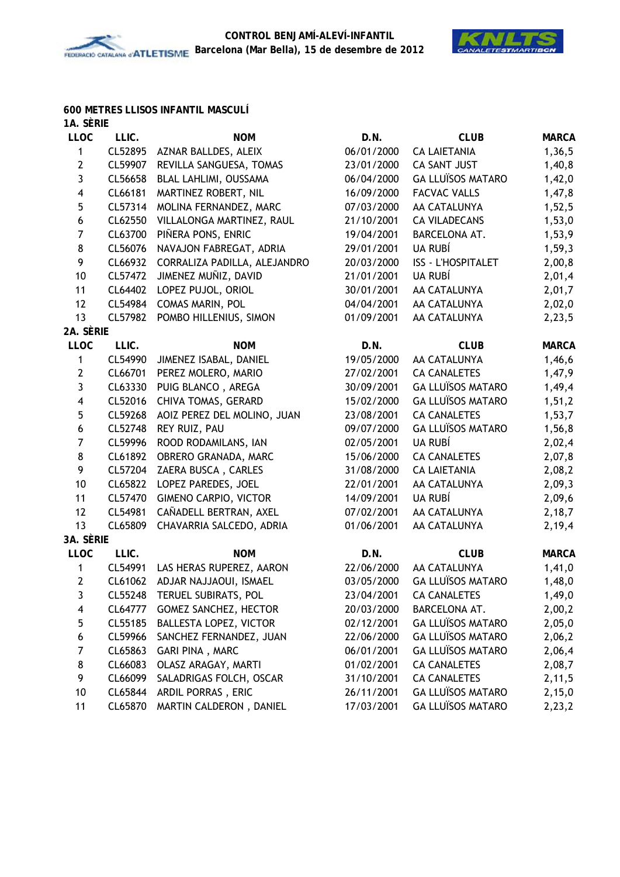**CONTROL BENJAMÍ-ALEVÍ-INFANTIL**
**Barcelona (Mar Bella), 15 de desembre de 2012**

## 600 METRES LLISOS INFANTIL MASCULÍ

### 1A. SÈRIE

| LLOC | LLIC. | NOM | D.N. | CLUB | MARCA |
|---|---|---|---|---|---|
| 1 | CL52895 | AZNAR BALLDES, ALEIX | 06/01/2000 | CA LAIETANIA | 1,36,5 |
| 2 | CL59907 | REVILLA SANGUESA, TOMAS | 23/01/2000 | CA SANT JUST | 1,40,8 |
| 3 | CL56658 | BLAL LAHLIMI, OUSSAMA | 06/04/2000 | GA LLUÏSOS MATARO | 1,42,0 |
| 4 | CL66181 | MARTINEZ ROBERT, NIL | 16/09/2000 | FACVAC VALLS | 1,47,8 |
| 5 | CL57314 | MOLINA FERNANDEZ, MARC | 07/03/2000 | AA CATALUNYA | 1,52,5 |
| 6 | CL62550 | VILLALONGA MARTINEZ, RAUL | 21/10/2001 | CA VILADECANS | 1,53,0 |
| 7 | CL63700 | PIÑERA PONS, ENRIC | 19/04/2001 | BARCELONA AT. | 1,53,9 |
| 8 | CL56076 | NAVAJON FABREGAT, ADRIA | 29/01/2001 | UA RUBÍ | 1,59,3 |
| 9 | CL66932 | CORRALIZA PADILLA, ALEJANDRO | 20/03/2000 | ISS - L'HOSPITALET | 2,00,8 |
| 10 | CL57472 | JIMENEZ MUÑIZ, DAVID | 21/01/2001 | UA RUBÍ | 2,01,4 |
| 11 | CL64402 | LOPEZ PUJOL, ORIOL | 30/01/2001 | AA CATALUNYA | 2,01,7 |
| 12 | CL54984 | COMAS MARIN, POL | 04/04/2001 | AA CATALUNYA | 2,02,0 |
| 13 | CL57982 | POMBO HILLENIUS, SIMON | 01/09/2001 | AA CATALUNYA | 2,23,5 |

### 2A. SÈRIE

| LLOC | LLIC. | NOM | D.N. | CLUB | MARCA |
|---|---|---|---|---|---|
| 1 | CL54990 | JIMENEZ ISABAL, DANIEL | 19/05/2000 | AA CATALUNYA | 1,46,6 |
| 2 | CL66701 | PEREZ MOLERO, MARIO | 27/02/2001 | CA CANALETES | 1,47,9 |
| 3 | CL63330 | PUIG BLANCO , AREGA | 30/09/2001 | GA LLUÏSOS MATARO | 1,49,4 |
| 4 | CL52016 | CHIVA TOMAS, GERARD | 15/02/2000 | GA LLUÏSOS MATARO | 1,51,2 |
| 5 | CL59268 | AOIZ PEREZ DEL MOLINO, JUAN | 23/08/2001 | CA CANALETES | 1,53,7 |
| 6 | CL52748 | REY RUIZ, PAU | 09/07/2000 | GA LLUÏSOS MATARO | 1,56,8 |
| 7 | CL59996 | ROOD RODAMILANS, IAN | 02/05/2001 | UA RUBÍ | 2,02,4 |
| 8 | CL61892 | OBRERO GRANADA, MARC | 15/06/2000 | CA CANALETES | 2,07,8 |
| 9 | CL57204 | ZAERA BUSCA , CARLES | 31/08/2000 | CA LAIETANIA | 2,08,2 |
| 10 | CL65822 | LOPEZ PAREDES, JOEL | 22/01/2001 | AA CATALUNYA | 2,09,3 |
| 11 | CL57470 | GIMENO CARPIO, VICTOR | 14/09/2001 | UA RUBÍ | 2,09,6 |
| 12 | CL54981 | CAÑADELL BERTRAN, AXEL | 07/02/2001 | AA CATALUNYA | 2,18,7 |
| 13 | CL65809 | CHAVARRIA SALCEDO, ADRIA | 01/06/2001 | AA CATALUNYA | 2,19,4 |

### 3A. SÈRIE

| LLOC | LLIC. | NOM | D.N. | CLUB | MARCA |
|---|---|---|---|---|---|
| 1 | CL54991 | LAS HERAS RUPEREZ, AARON | 22/06/2000 | AA CATALUNYA | 1,41,0 |
| 2 | CL61062 | ADJAR NAJJAOUI, ISMAEL | 03/05/2000 | GA LLUÏSOS MATARO | 1,48,0 |
| 3 | CL55248 | TERUEL SUBIRATS, POL | 23/04/2001 | CA CANALETES | 1,49,0 |
| 4 | CL64777 | GOMEZ SANCHEZ, HECTOR | 20/03/2000 | BARCELONA AT. | 2,00,2 |
| 5 | CL55185 | BALLESTA LOPEZ, VICTOR | 02/12/2001 | GA LLUÏSOS MATARO | 2,05,0 |
| 6 | CL59966 | SANCHEZ FERNANDEZ, JUAN | 22/06/2000 | GA LLUÏSOS MATARO | 2,06,2 |
| 7 | CL65863 | GARI PINA , MARC | 06/01/2001 | GA LLUÏSOS MATARO | 2,06,4 |
| 8 | CL66083 | OLASZ ARAGAY, MARTI | 01/02/2001 | CA CANALETES | 2,08,7 |
| 9 | CL66099 | SALADRIGAS FOLCH, OSCAR | 31/10/2001 | CA CANALETES | 2,11,5 |
| 10 | CL65844 | ARDIL PORRAS , ERIC | 26/11/2001 | GA LLUÏSOS MATARO | 2,15,0 |
| 11 | CL65870 | MARTIN CALDERON , DANIEL | 17/03/2001 | GA LLUÏSOS MATARO | 2,23,2 |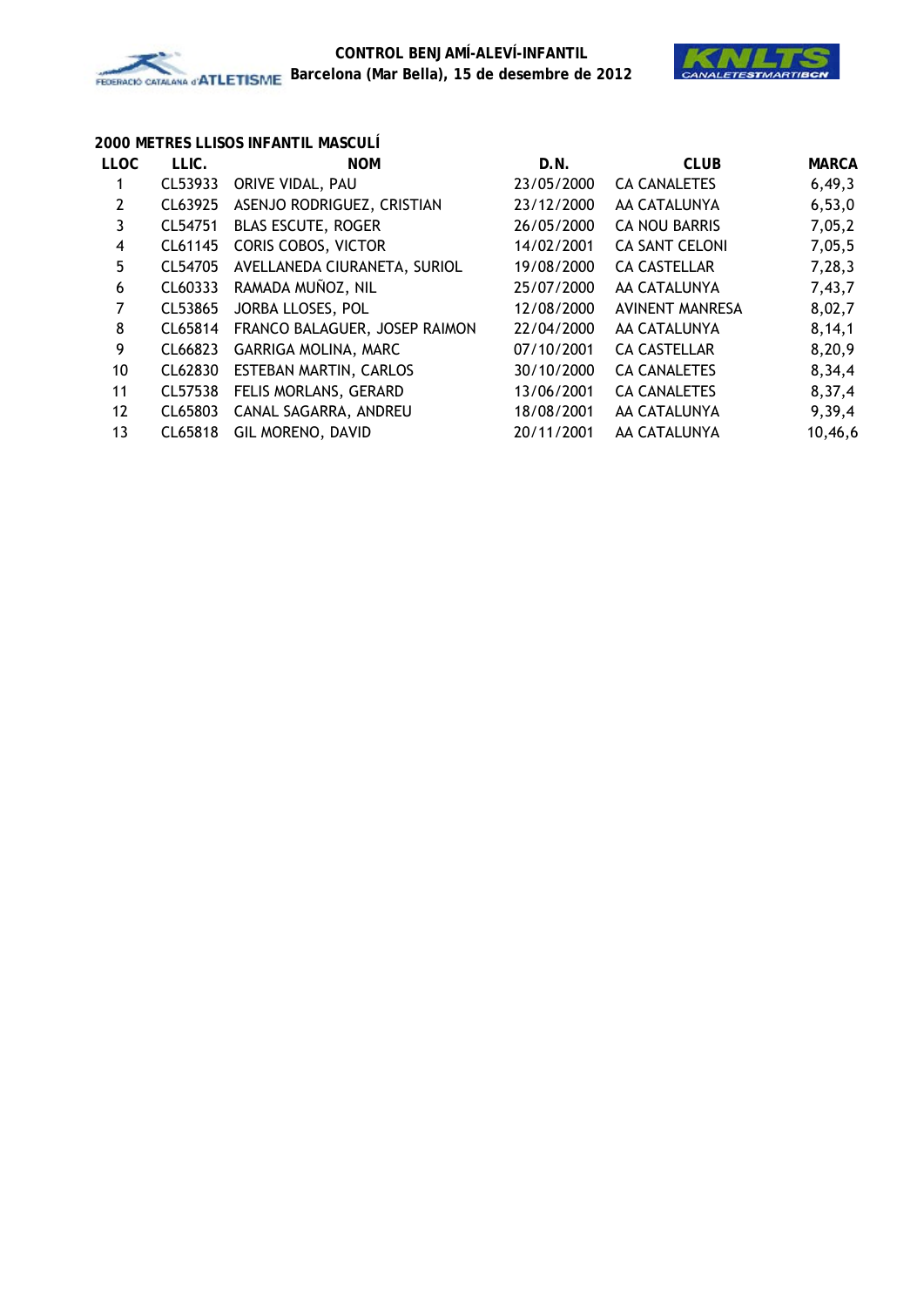### 2000 METRES LLISOS INFANTIL MASCULÍ

| LLOC | LLIC. | NOM | D.N. | CLUB | MARCA |
|---|---|---|---|---|---|
| 1 | CL53933 | ORIVE VIDAL, PAU | 23/05/2000 | CA CANALETES | 6,49,3 |
| 2 | CL63925 | ASENJO RODRIGUEZ, CRISTIAN | 23/12/2000 | AA CATALUNYA | 6,53,0 |
| 3 | CL54751 | BLAS ESCUTE, ROGER | 26/05/2000 | CA NOU BARRIS | 7,05,2 |
| 4 | CL61145 | CORIS COBOS, VICTOR | 14/02/2001 | CA SANT CELONI | 7,05,5 |
| 5 | CL54705 | AVELLANEDA CIURANETA, SURIOL | 19/08/2000 | CA CASTELLAR | 7,28,3 |
| 6 | CL60333 | RAMADA MUÑOZ, NIL | 25/07/2000 | AA CATALUNYA | 7,43,7 |
| 7 | CL53865 | JORBA LLOSES, POL | 12/08/2000 | AVINENT MANRESA | 8,02,7 |
| 8 | CL65814 | FRANCO BALAGUER, JOSEP RAIMON | 22/04/2000 | AA CATALUNYA | 8,14,1 |
| 9 | CL66823 | GARRIGA MOLINA, MARC | 07/10/2001 | CA CASTELLAR | 8,20,9 |
| 10 | CL62830 | ESTEBAN MARTIN, CARLOS | 30/10/2000 | CA CANALETES | 8,34,4 |
| 11 | CL57538 | FELIS MORLANS, GERARD | 13/06/2001 | CA CANALETES | 8,37,4 |
| 12 | CL65803 | CANAL SAGARRA, ANDREU | 18/08/2001 | AA CATALUNYA | 9,39,4 |
| 13 | CL65818 | GIL MORENO, DAVID | 20/11/2001 | AA CATALUNYA | 10,46,6 |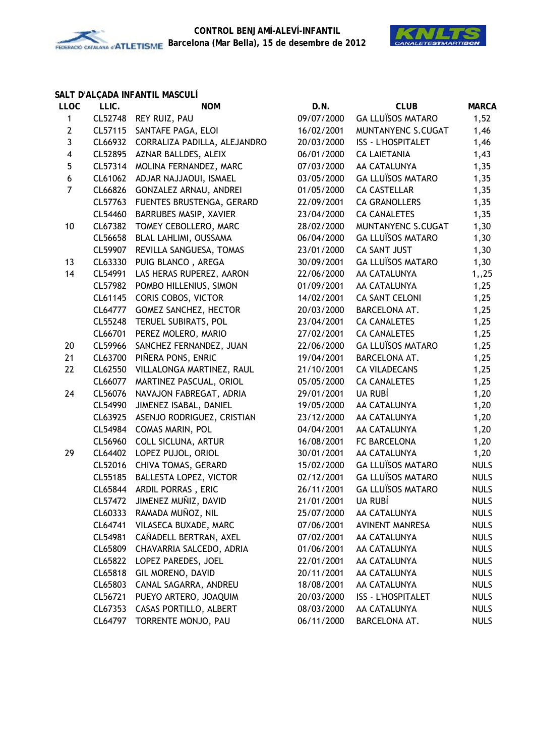**CONTROL BENJAMÍ-ALEVÍ-INFANTIL**
**Barcelona (Mar Bella), 15 de desembre de 2012**

### SALT D'ALÇADA INFANTIL MASCULÍ

| LLOC | LLIC. | NOM | D.N. | CLUB | MARCA |
|---|---|---|---|---|---|
| 1 | CL52748 | REY RUIZ, PAU | 09/07/2000 | GA LLUÏSOS MATARO | 1,52 |
| 2 | CL57115 | SANTAFE PAGA, ELOI | 16/02/2001 | MUNTANYENC S.CUGAT | 1,46 |
| 3 | CL66932 | CORRALIZA PADILLA, ALEJANDRO | 20/03/2000 | ISS - L'HOSPITALET | 1,46 |
| 4 | CL52895 | AZNAR BALLDES, ALEIX | 06/01/2000 | CA LAIETANIA | 1,43 |
| 5 | CL57314 | MOLINA FERNANDEZ, MARC | 07/03/2000 | AA CATALUNYA | 1,35 |
| 6 | CL61062 | ADJAR NAJJAOUI, ISMAEL | 03/05/2000 | GA LLUÏSOS MATARO | 1,35 |
| 7 | CL66826 | GONZALEZ ARNAU, ANDREI | 01/05/2000 | CA CASTELLAR | 1,35 |
| | CL57763 | FUENTES BRUSTENGA, GERARD | 22/09/2001 | CA GRANOLLERS | 1,35 |
| | CL54460 | BARRUBES MASIP, XAVIER | 23/04/2000 | CA CANALETES | 1,35 |
| 10 | CL67382 | TOMEY CEBOLLERO, MARC | 28/02/2000 | MUNTANYENC S.CUGAT | 1,30 |
| | CL56658 | BLAL LAHLIMI, OUSSAMA | 06/04/2000 | GA LLUÏSOS MATARO | 1,30 |
| | CL59907 | REVILLA SANGUESA, TOMAS | 23/01/2000 | CA SANT JUST | 1,30 |
| 13 | CL63330 | PUIG BLANCO , AREGA | 30/09/2001 | GA LLUÏSOS MATARO | 1,30 |
| 14 | CL54991 | LAS HERAS RUPEREZ, AARON | 22/06/2000 | AA CATALUNYA | 1,,25 |
| | CL57982 | POMBO HILLENIUS, SIMON | 01/09/2001 | AA CATALUNYA | 1,25 |
| | CL61145 | CORIS COBOS, VICTOR | 14/02/2001 | CA SANT CELONI | 1,25 |
| | CL64777 | GOMEZ SANCHEZ, HECTOR | 20/03/2000 | BARCELONA AT. | 1,25 |
| | CL55248 | TERUEL SUBIRATS, POL | 23/04/2001 | CA CANALETES | 1,25 |
| | CL66701 | PEREZ MOLERO, MARIO | 27/02/2001 | CA CANALETES | 1,25 |
| 20 | CL59966 | SANCHEZ FERNANDEZ, JUAN | 22/06/2000 | GA LLUÏSOS MATARO | 1,25 |
| 21 | CL63700 | PIÑERA PONS, ENRIC | 19/04/2001 | BARCELONA AT. | 1,25 |
| 22 | CL62550 | VILLALONGA MARTINEZ, RAUL | 21/10/2001 | CA VILADECANS | 1,25 |
| | CL66077 | MARTINEZ PASCUAL, ORIOL | 05/05/2000 | CA CANALETES | 1,25 |
| 24 | CL56076 | NAVAJON FABREGAT, ADRIA | 29/01/2001 | UA RUBÍ | 1,20 |
| | CL54990 | JIMENEZ ISABAL, DANIEL | 19/05/2000 | AA CATALUNYA | 1,20 |
| | CL63925 | ASENJO RODRIGUEZ, CRISTIAN | 23/12/2000 | AA CATALUNYA | 1,20 |
| | CL54984 | COMAS MARIN, POL | 04/04/2001 | AA CATALUNYA | 1,20 |
| | CL56960 | COLL SICLUNA, ARTUR | 16/08/2001 | FC BARCELONA | 1,20 |
| 29 | CL64402 | LOPEZ PUJOL, ORIOL | 30/01/2001 | AA CATALUNYA | 1,20 |
| | CL52016 | CHIVA TOMAS, GERARD | 15/02/2000 | GA LLUÏSOS MATARO | NULS |
| | CL55185 | BALLESTA LOPEZ, VICTOR | 02/12/2001 | GA LLUÏSOS MATARO | NULS |
| | CL65844 | ARDIL PORRAS , ERIC | 26/11/2001 | GA LLUÏSOS MATARO | NULS |
| | CL57472 | JIMENEZ MUÑIZ, DAVID | 21/01/2001 | UA RUBÍ | NULS |
| | CL60333 | RAMADA MUÑOZ, NIL | 25/07/2000 | AA CATALUNYA | NULS |
| | CL64741 | VILASECA BUXADE, MARC | 07/06/2001 | AVINENT MANRESA | NULS |
| | CL54981 | CAÑADELL BERTRAN, AXEL | 07/02/2001 | AA CATALUNYA | NULS |
| | CL65809 | CHAVARRIA SALCEDO, ADRIA | 01/06/2001 | AA CATALUNYA | NULS |
| | CL65822 | LOPEZ PAREDES, JOEL | 22/01/2001 | AA CATALUNYA | NULS |
| | CL65818 | GIL MORENO, DAVID | 20/11/2001 | AA CATALUNYA | NULS |
| | CL65803 | CANAL SAGARRA, ANDREU | 18/08/2001 | AA CATALUNYA | NULS |
| | CL56721 | PUEYO ARTERO, JOAQUIM | 20/03/2000 | ISS - L'HOSPITALET | NULS |
| | CL67353 | CASAS PORTILLO, ALBERT | 08/03/2000 | AA CATALUNYA | NULS |
| | CL64797 | TORRENTE MONJO, PAU | 06/11/2000 | BARCELONA AT. | NULS |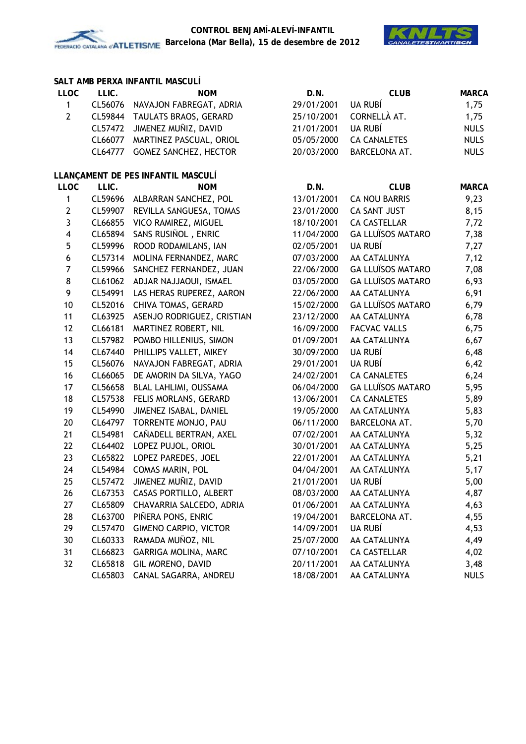## SALT AMB PERXA INFANTIL MASCULÍ

| LLOC | LLIC. | NOM | D.N. | CLUB | MARCA |
|---|---|---|---|---|---|
| 1 | CL56076 | NAVAJON FABREGAT, ADRIA | 29/01/2001 | UA RUBÍ | 1,75 |
| 2 | CL59844 | TAULATS BRAOS, GERARD | 25/10/2001 | CORNELLÀ AT. | 1,75 |
| | CL57472 | JIMENEZ MUÑIZ, DAVID | 21/01/2001 | UA RUBÍ | NULS |
| | CL66077 | MARTINEZ PASCUAL, ORIOL | 05/05/2000 | CA CANALETES | NULS |
| | CL64777 | GOMEZ SANCHEZ, HECTOR | 20/03/2000 | BARCELONA AT. | NULS |

## LLANÇAMENT DE PES INFANTIL MASCULÍ

| LLOC | LLIC. | NOM | D.N. | CLUB | MARCA |
|---|---|---|---|---|---|
| 1 | CL59696 | ALBARRAN SANCHEZ, POL | 13/01/2001 | CA NOU BARRIS | 9,23 |
| 2 | CL59907 | REVILLA SANGUESA, TOMAS | 23/01/2000 | CA SANT JUST | 8,15 |
| 3 | CL66855 | VICO RAMIREZ, MIGUEL | 18/10/2001 | CA CASTELLAR | 7,72 |
| 4 | CL65894 | SANS RUSIÑOL , ENRIC | 11/04/2000 | GA LLUÏSOS MATARO | 7,38 |
| 5 | CL59996 | ROOD RODAMILANS, IAN | 02/05/2001 | UA RUBÍ | 7,27 |
| 6 | CL57314 | MOLINA FERNANDEZ, MARC | 07/03/2000 | AA CATALUNYA | 7,12 |
| 7 | CL59966 | SANCHEZ FERNANDEZ, JUAN | 22/06/2000 | GA LLUÏSOS MATARO | 7,08 |
| 8 | CL61062 | ADJAR NAJJAOUI, ISMAEL | 03/05/2000 | GA LLUÏSOS MATARO | 6,93 |
| 9 | CL54991 | LAS HERAS RUPEREZ, AARON | 22/06/2000 | AA CATALUNYA | 6,91 |
| 10 | CL52016 | CHIVA TOMAS, GERARD | 15/02/2000 | GA LLUÏSOS MATARO | 6,79 |
| 11 | CL63925 | ASENJO RODRIGUEZ, CRISTIAN | 23/12/2000 | AA CATALUNYA | 6,78 |
| 12 | CL66181 | MARTINEZ ROBERT, NIL | 16/09/2000 | FACVAC VALLS | 6,75 |
| 13 | CL57982 | POMBO HILLENIUS, SIMON | 01/09/2001 | AA CATALUNYA | 6,67 |
| 14 | CL67440 | PHILLIPS VALLET, MIKEY | 30/09/2000 | UA RUBÍ | 6,48 |
| 15 | CL56076 | NAVAJON FABREGAT, ADRIA | 29/01/2001 | UA RUBÍ | 6,42 |
| 16 | CL66065 | DE AMORIN DA SILVA, YAGO | 24/02/2001 | CA CANALETES | 6,24 |
| 17 | CL56658 | BLAL LAHLIMI, OUSSAMA | 06/04/2000 | GA LLUÏSOS MATARO | 5,95 |
| 18 | CL57538 | FELIS MORLANS, GERARD | 13/06/2001 | CA CANALETES | 5,89 |
| 19 | CL54990 | JIMENEZ ISABAL, DANIEL | 19/05/2000 | AA CATALUNYA | 5,83 |
| 20 | CL64797 | TORRENTE MONJO, PAU | 06/11/2000 | BARCELONA AT. | 5,70 |
| 21 | CL54981 | CAÑADELL BERTRAN, AXEL | 07/02/2001 | AA CATALUNYA | 5,32 |
| 22 | CL64402 | LOPEZ PUJOL, ORIOL | 30/01/2001 | AA CATALUNYA | 5,25 |
| 23 | CL65822 | LOPEZ PAREDES, JOEL | 22/01/2001 | AA CATALUNYA | 5,21 |
| 24 | CL54984 | COMAS MARIN, POL | 04/04/2001 | AA CATALUNYA | 5,17 |
| 25 | CL57472 | JIMENEZ MUÑIZ, DAVID | 21/01/2001 | UA RUBÍ | 5,00 |
| 26 | CL67353 | CASAS PORTILLO, ALBERT | 08/03/2000 | AA CATALUNYA | 4,87 |
| 27 | CL65809 | CHAVARRIA SALCEDO, ADRIA | 01/06/2001 | AA CATALUNYA | 4,63 |
| 28 | CL63700 | PIÑERA PONS, ENRIC | 19/04/2001 | BARCELONA AT. | 4,55 |
| 29 | CL57470 | GIMENO CARPIO, VICTOR | 14/09/2001 | UA RUBÍ | 4,53 |
| 30 | CL60333 | RAMADA MUÑOZ, NIL | 25/07/2000 | AA CATALUNYA | 4,49 |
| 31 | CL66823 | GARRIGA MOLINA, MARC | 07/10/2001 | CA CASTELLAR | 4,02 |
| 32 | CL65818 | GIL MORENO, DAVID | 20/11/2001 | AA CATALUNYA | 3,48 |
| | CL65803 | CANAL SAGARRA, ANDREU | 18/08/2001 | AA CATALUNYA | NULS |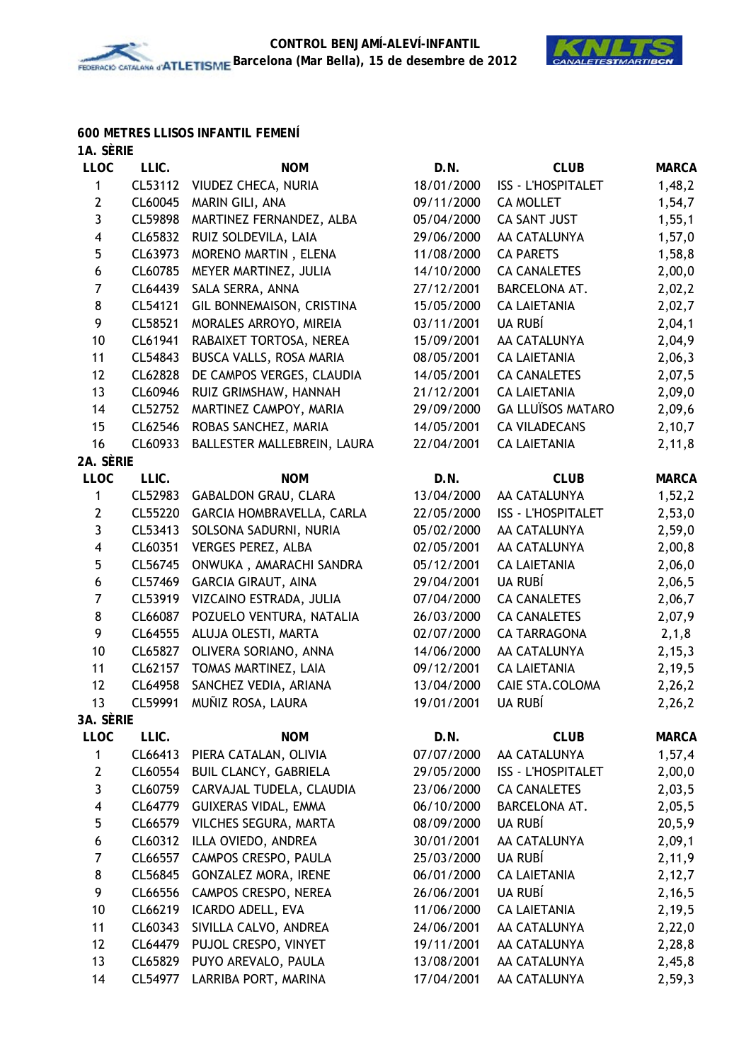## 600 METRES LLISOS INFANTIL FEMENÍ

### 1A. SÈRIE

| LLOC | LLIC. | NOM | D.N. | CLUB | MARCA |
|---|---|---|---|---|---|
| 1 | CL53112 | VIUDEZ CHECA, NURIA | 18/01/2000 | ISS - L'HOSPITALET | 1,48,2 |
| 2 | CL60045 | MARIN GILI, ANA | 09/11/2000 | CA MOLLET | 1,54,7 |
| 3 | CL59898 | MARTINEZ FERNANDEZ, ALBA | 05/04/2000 | CA SANT JUST | 1,55,1 |
| 4 | CL65832 | RUIZ SOLDEVILA, LAIA | 29/06/2000 | AA CATALUNYA | 1,57,0 |
| 5 | CL63973 | MORENO MARTIN , ELENA | 11/08/2000 | CA PARETS | 1,58,8 |
| 6 | CL60785 | MEYER MARTINEZ, JULIA | 14/10/2000 | CA CANALETES | 2,00,0 |
| 7 | CL64439 | SALA SERRA, ANNA | 27/12/2001 | BARCELONA AT. | 2,02,2 |
| 8 | CL54121 | GIL BONNEMAISON, CRISTINA | 15/05/2000 | CA LAIETANIA | 2,02,7 |
| 9 | CL58521 | MORALES ARROYO, MIREIA | 03/11/2001 | UA RUBÍ | 2,04,1 |
| 10 | CL61941 | RABAIXET TORTOSA, NEREA | 15/09/2001 | AA CATALUNYA | 2,04,9 |
| 11 | CL54843 | BUSCA VALLS, ROSA MARIA | 08/05/2001 | CA LAIETANIA | 2,06,3 |
| 12 | CL62828 | DE CAMPOS VERGES, CLAUDIA | 14/05/2001 | CA CANALETES | 2,07,5 |
| 13 | CL60946 | RUIZ GRIMSHAW, HANNAH | 21/12/2001 | CA LAIETANIA | 2,09,0 |
| 14 | CL52752 | MARTINEZ CAMPOY, MARIA | 29/09/2000 | GA LLUÏSOS MATARO | 2,09,6 |
| 15 | CL62546 | ROBAS SANCHEZ, MARIA | 14/05/2001 | CA VILADECANS | 2,10,7 |
| 16 | CL60933 | BALLESTER MALLEBREIN, LAURA | 22/04/2001 | CA LAIETANIA | 2,11,8 |

### 2A. SÈRIE

| LLOC | LLIC. | NOM | D.N. | CLUB | MARCA |
|---|---|---|---|---|---|
| 1 | CL52983 | GABALDON GRAU, CLARA | 13/04/2000 | AA CATALUNYA | 1,52,2 |
| 2 | CL55220 | GARCIA HOMBRAVELLA, CARLA | 22/05/2000 | ISS - L'HOSPITALET | 2,53,0 |
| 3 | CL53413 | SOLSONA SADURNI, NURIA | 05/02/2000 | AA CATALUNYA | 2,59,0 |
| 4 | CL60351 | VERGES PEREZ, ALBA | 02/05/2001 | AA CATALUNYA | 2,00,8 |
| 5 | CL56745 | ONWUKA , AMARACHI SANDRA | 05/12/2001 | CA LAIETANIA | 2,06,0 |
| 6 | CL57469 | GARCIA GIRAUT, AINA | 29/04/2001 | UA RUBÍ | 2,06,5 |
| 7 | CL53919 | VIZCAINO ESTRADA, JULIA | 07/04/2000 | CA CANALETES | 2,06,7 |
| 8 | CL66087 | POZUELO VENTURA, NATALIA | 26/03/2000 | CA CANALETES | 2,07,9 |
| 9 | CL64555 | ALUJA OLESTI, MARTA | 02/07/2000 | CA TARRAGONA | 2,1,8 |
| 10 | CL65827 | OLIVERA SORIANO, ANNA | 14/06/2000 | AA CATALUNYA | 2,15,3 |
| 11 | CL62157 | TOMAS MARTINEZ, LAIA | 09/12/2001 | CA LAIETANIA | 2,19,5 |
| 12 | CL64958 | SANCHEZ VEDIA, ARIANA | 13/04/2000 | CAIE STA.COLOMA | 2,26,2 |
| 13 | CL59991 | MUÑIZ ROSA, LAURA | 19/01/2001 | UA RUBÍ | 2,26,2 |

### 3A. SÈRIE

| LLOC | LLIC. | NOM | D.N. | CLUB | MARCA |
|---|---|---|---|---|---|
| 1 | CL66413 | PIERA CATALAN, OLIVIA | 07/07/2000 | AA CATALUNYA | 1,57,4 |
| 2 | CL60554 | BUIL CLANCY, GABRIELA | 29/05/2000 | ISS - L'HOSPITALET | 2,00,0 |
| 3 | CL60759 | CARVAJAL TUDELA, CLAUDIA | 23/06/2000 | CA CANALETES | 2,03,5 |
| 4 | CL64779 | GUIXERAS VIDAL, EMMA | 06/10/2000 | BARCELONA AT. | 2,05,5 |
| 5 | CL66579 | VILCHES SEGURA, MARTA | 08/09/2000 | UA RUBÍ | 20,5,9 |
| 6 | CL60312 | ILLA OVIEDO, ANDREA | 30/01/2001 | AA CATALUNYA | 2,09,1 |
| 7 | CL66557 | CAMPOS CRESPO, PAULA | 25/03/2000 | UA RUBÍ | 2,11,9 |
| 8 | CL56845 | GONZALEZ MORA, IRENE | 06/01/2000 | CA LAIETANIA | 2,12,7 |
| 9 | CL66556 | CAMPOS CRESPO, NEREA | 26/06/2001 | UA RUBÍ | 2,16,5 |
| 10 | CL66219 | ICARDO ADELL, EVA | 11/06/2000 | CA LAIETANIA | 2,19,5 |
| 11 | CL60343 | SIVILLA CALVO, ANDREA | 24/06/2001 | AA CATALUNYA | 2,22,0 |
| 12 | CL64479 | PUJOL CRESPO, VINYET | 19/11/2001 | AA CATALUNYA | 2,28,8 |
| 13 | CL65829 | PUYO AREVALO, PAULA | 13/08/2001 | AA CATALUNYA | 2,45,8 |
| 14 | CL54977 | LARRIBA PORT, MARINA | 17/04/2001 | AA CATALUNYA | 2,59,3 |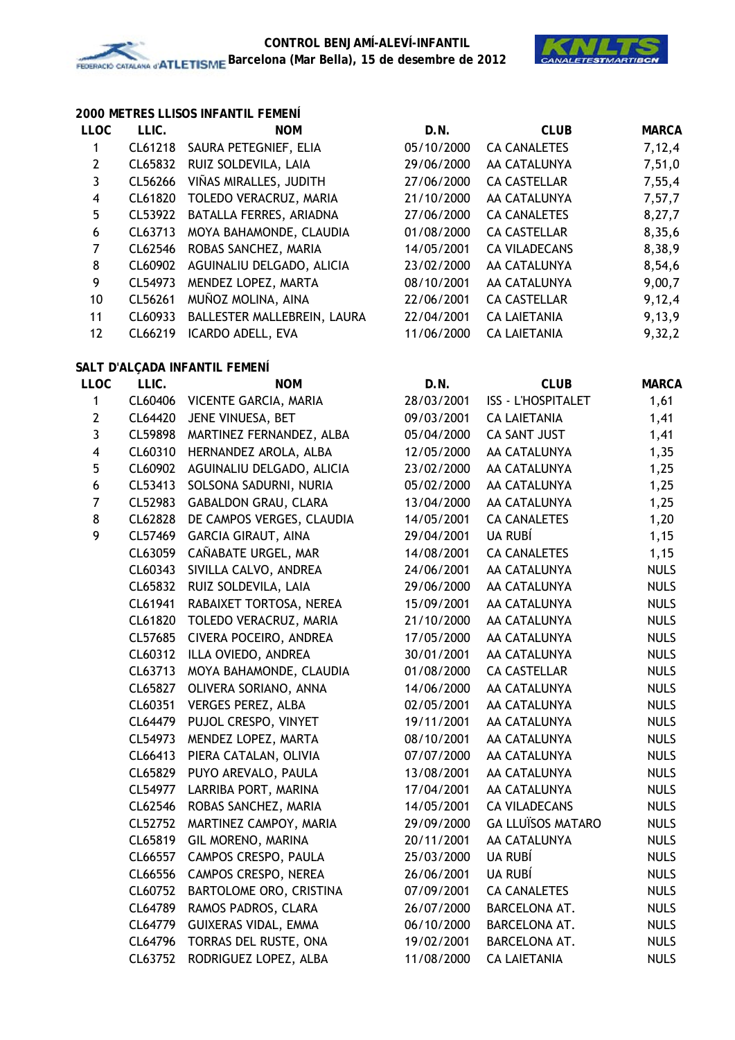## 2000 METRES LLISOS INFANTIL FEMENÍ

| LLOC | LLIC. | NOM | D.N. | CLUB | MARCA |
|---|---|---|---|---|---|
| 1 | CL61218 | SAURA PETEGNIEF, ELIA | 05/10/2000 | CA CANALETES | 7,12,4 |
| 2 | CL65832 | RUIZ SOLDEVILA, LAIA | 29/06/2000 | AA CATALUNYA | 7,51,0 |
| 3 | CL56266 | VIÑAS MIRALLES, JUDITH | 27/06/2000 | CA CASTELLAR | 7,55,4 |
| 4 | CL61820 | TOLEDO VERACRUZ, MARIA | 21/10/2000 | AA CATALUNYA | 7,57,7 |
| 5 | CL53922 | BATALLA FERRES, ARIADNA | 27/06/2000 | CA CANALETES | 8,27,7 |
| 6 | CL63713 | MOYA BAHAMONDE, CLAUDIA | 01/08/2000 | CA CASTELLAR | 8,35,6 |
| 7 | CL62546 | ROBAS SANCHEZ, MARIA | 14/05/2001 | CA VILADECANS | 8,38,9 |
| 8 | CL60902 | AGUINALIU DELGADO, ALICIA | 23/02/2000 | AA CATALUNYA | 8,54,6 |
| 9 | CL54973 | MENDEZ LOPEZ, MARTA | 08/10/2001 | AA CATALUNYA | 9,00,7 |
| 10 | CL56261 | MUÑOZ MOLINA, AINA | 22/06/2001 | CA CASTELLAR | 9,12,4 |
| 11 | CL60933 | BALLESTER MALLEBREIN, LAURA | 22/04/2001 | CA LAIETANIA | 9,13,9 |
| 12 | CL66219 | ICARDO ADELL, EVA | 11/06/2000 | CA LAIETANIA | 9,32,2 |

## SALT D'ALÇADA INFANTIL FEMENÍ

| LLOC | LLIC. | NOM | D.N. | CLUB | MARCA |
|---|---|---|---|---|---|
| 1 | CL60406 | VICENTE GARCIA, MARIA | 28/03/2001 | ISS - L'HOSPITALET | 1,61 |
| 2 | CL64420 | JENE VINUESA, BET | 09/03/2001 | CA LAIETANIA | 1,41 |
| 3 | CL59898 | MARTINEZ FERNANDEZ, ALBA | 05/04/2000 | CA SANT JUST | 1,41 |
| 4 | CL60310 | HERNANDEZ AROLA, ALBA | 12/05/2000 | AA CATALUNYA | 1,35 |
| 5 | CL60902 | AGUINALIU DELGADO, ALICIA | 23/02/2000 | AA CATALUNYA | 1,25 |
| 6 | CL53413 | SOLSONA SADURNI, NURIA | 05/02/2000 | AA CATALUNYA | 1,25 |
| 7 | CL52983 | GABALDON GRAU, CLARA | 13/04/2000 | AA CATALUNYA | 1,25 |
| 8 | CL62828 | DE CAMPOS VERGES, CLAUDIA | 14/05/2001 | CA CANALETES | 1,20 |
| 9 | CL57469 | GARCIA GIRAUT, AINA | 29/04/2001 | UA RUBÍ | 1,15 |
|  | CL63059 | CAÑABATE URGEL, MAR | 14/08/2001 | CA CANALETES | 1,15 |
|  | CL60343 | SIVILLA CALVO, ANDREA | 24/06/2001 | AA CATALUNYA | NULS |
|  | CL65832 | RUIZ SOLDEVILA, LAIA | 29/06/2000 | AA CATALUNYA | NULS |
|  | CL61941 | RABAIXET TORTOSA, NEREA | 15/09/2001 | AA CATALUNYA | NULS |
|  | CL61820 | TOLEDO VERACRUZ, MARIA | 21/10/2000 | AA CATALUNYA | NULS |
|  | CL57685 | CIVERA POCEIRO, ANDREA | 17/05/2000 | AA CATALUNYA | NULS |
|  | CL60312 | ILLA OVIEDO, ANDREA | 30/01/2001 | AA CATALUNYA | NULS |
|  | CL63713 | MOYA BAHAMONDE, CLAUDIA | 01/08/2000 | CA CASTELLAR | NULS |
|  | CL65827 | OLIVERA SORIANO, ANNA | 14/06/2000 | AA CATALUNYA | NULS |
|  | CL60351 | VERGES PEREZ, ALBA | 02/05/2001 | AA CATALUNYA | NULS |
|  | CL64479 | PUJOL CRESPO, VINYET | 19/11/2001 | AA CATALUNYA | NULS |
|  | CL54973 | MENDEZ LOPEZ, MARTA | 08/10/2001 | AA CATALUNYA | NULS |
|  | CL66413 | PIERA CATALAN, OLIVIA | 07/07/2000 | AA CATALUNYA | NULS |
|  | CL65829 | PUYO AREVALO, PAULA | 13/08/2001 | AA CATALUNYA | NULS |
|  | CL54977 | LARRIBA PORT, MARINA | 17/04/2001 | AA CATALUNYA | NULS |
|  | CL62546 | ROBAS SANCHEZ, MARIA | 14/05/2001 | CA VILADECANS | NULS |
|  | CL52752 | MARTINEZ CAMPOY, MARIA | 29/09/2000 | GA LLUÏSOS MATARO | NULS |
|  | CL65819 | GIL MORENO, MARINA | 20/11/2001 | AA CATALUNYA | NULS |
|  | CL66557 | CAMPOS CRESPO, PAULA | 25/03/2000 | UA RUBÍ | NULS |
|  | CL66556 | CAMPOS CRESPO, NEREA | 26/06/2001 | UA RUBÍ | NULS |
|  | CL60752 | BARTOLOME ORO, CRISTINA | 07/09/2001 | CA CANALETES | NULS |
|  | CL64789 | RAMOS PADROS, CLARA | 26/07/2000 | BARCELONA AT. | NULS |
|  | CL64779 | GUIXERAS VIDAL, EMMA | 06/10/2000 | BARCELONA AT. | NULS |
|  | CL64796 | TORRAS DEL RUSTE, ONA | 19/02/2001 | BARCELONA AT. | NULS |
|  | CL63752 | RODRIGUEZ LOPEZ, ALBA | 11/08/2000 | CA LAIETANIA | NULS |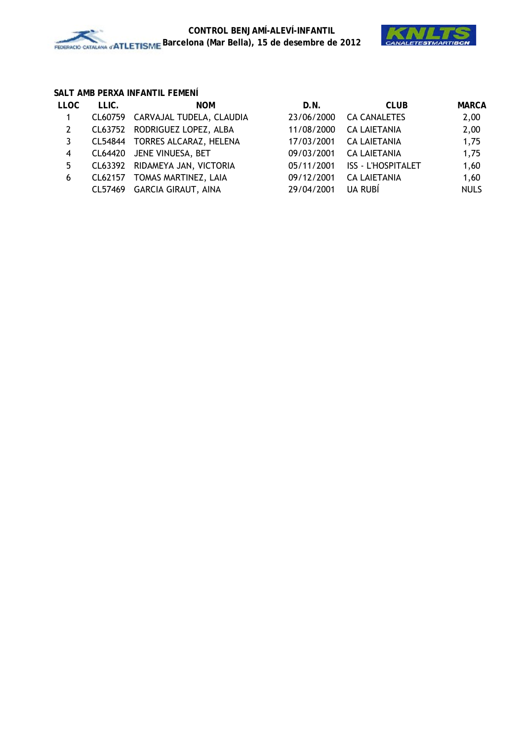**CONTROL BENJAMÍ-ALEVÍ-INFANTIL**
**Barcelona (Mar Bella), 15 de desembre de 2012**

### SALT AMB PERXA INFANTIL FEMENÍ

| LLOC | LLIC. | NOM | D.N. | CLUB | MARCA |
|---|---|---|---|---|---|
| 1 | CL60759 | CARVAJAL TUDELA, CLAUDIA | 23/06/2000 | CA CANALETES | 2,00 |
| 2 | CL63752 | RODRIGUEZ LOPEZ, ALBA | 11/08/2000 | CA LAIETANIA | 2,00 |
| 3 | CL54844 | TORRES ALCARAZ, HELENA | 17/03/2001 | CA LAIETANIA | 1,75 |
| 4 | CL64420 | JENE VINUESA, BET | 09/03/2001 | CA LAIETANIA | 1,75 |
| 5 | CL63392 | RIDAMEYA JAN, VICTORIA | 05/11/2001 | ISS - L'HOSPITALET | 1,60 |
| 6 | CL62157 | TOMAS MARTINEZ, LAIA | 09/12/2001 | CA LAIETANIA | 1,60 |
| | CL57469 | GARCIA GIRAUT, AINA | 29/04/2001 | UA RUBÍ | NULS |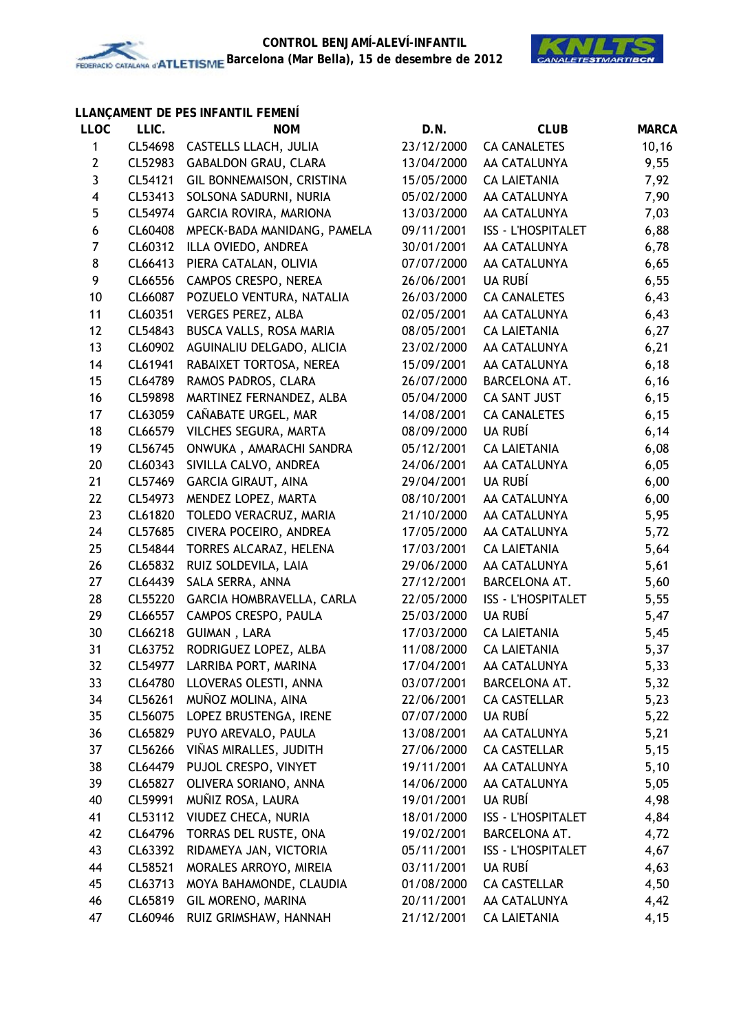**CONTROL BENJAMÍ-ALEVÍ-INFANTIL**
**Barcelona (Mar Bella), 15 de desembre de 2012**

### LLANÇAMENT DE PES INFANTIL FEMENÍ

| LLOC | LLIC. | NOM | D.N. | CLUB | MARCA |
|---|---|---|---|---|---|
| 1 | CL54698 | CASTELLS LLACH, JULIA | 23/12/2000 | CA CANALETES | 10,16 |
| 2 | CL52983 | GABALDON GRAU, CLARA | 13/04/2000 | AA CATALUNYA | 9,55 |
| 3 | CL54121 | GIL BONNEMAISON, CRISTINA | 15/05/2000 | CA LAIETANIA | 7,92 |
| 4 | CL53413 | SOLSONA SADURNI, NURIA | 05/02/2000 | AA CATALUNYA | 7,90 |
| 5 | CL54974 | GARCIA ROVIRA, MARIONA | 13/03/2000 | AA CATALUNYA | 7,03 |
| 6 | CL60408 | MPECK-BADA MANIDANG, PAMELA | 09/11/2001 | ISS - L'HOSPITALET | 6,88 |
| 7 | CL60312 | ILLA OVIEDO, ANDREA | 30/01/2001 | AA CATALUNYA | 6,78 |
| 8 | CL66413 | PIERA CATALAN, OLIVIA | 07/07/2000 | AA CATALUNYA | 6,65 |
| 9 | CL66556 | CAMPOS CRESPO, NEREA | 26/06/2001 | UA RUBÍ | 6,55 |
| 10 | CL66087 | POZUELO VENTURA, NATALIA | 26/03/2000 | CA CANALETES | 6,43 |
| 11 | CL60351 | VERGES PEREZ, ALBA | 02/05/2001 | AA CATALUNYA | 6,43 |
| 12 | CL54843 | BUSCA VALLS, ROSA MARIA | 08/05/2001 | CA LAIETANIA | 6,27 |
| 13 | CL60902 | AGUINALIU DELGADO, ALICIA | 23/02/2000 | AA CATALUNYA | 6,21 |
| 14 | CL61941 | RABAIXET TORTOSA, NEREA | 15/09/2001 | AA CATALUNYA | 6,18 |
| 15 | CL64789 | RAMOS PADROS, CLARA | 26/07/2000 | BARCELONA AT. | 6,16 |
| 16 | CL59898 | MARTINEZ FERNANDEZ, ALBA | 05/04/2000 | CA SANT JUST | 6,15 |
| 17 | CL63059 | CAÑABATE URGEL, MAR | 14/08/2001 | CA CANALETES | 6,15 |
| 18 | CL66579 | VILCHES SEGURA, MARTA | 08/09/2000 | UA RUBÍ | 6,14 |
| 19 | CL56745 | ONWUKA , AMARACHI SANDRA | 05/12/2001 | CA LAIETANIA | 6,08 |
| 20 | CL60343 | SIVILLA CALVO, ANDREA | 24/06/2001 | AA CATALUNYA | 6,05 |
| 21 | CL57469 | GARCIA GIRAUT, AINA | 29/04/2001 | UA RUBÍ | 6,00 |
| 22 | CL54973 | MENDEZ LOPEZ, MARTA | 08/10/2001 | AA CATALUNYA | 6,00 |
| 23 | CL61820 | TOLEDO VERACRUZ, MARIA | 21/10/2000 | AA CATALUNYA | 5,95 |
| 24 | CL57685 | CIVERA POCEIRO, ANDREA | 17/05/2000 | AA CATALUNYA | 5,72 |
| 25 | CL54844 | TORRES ALCARAZ, HELENA | 17/03/2001 | CA LAIETANIA | 5,64 |
| 26 | CL65832 | RUIZ SOLDEVILA, LAIA | 29/06/2000 | AA CATALUNYA | 5,61 |
| 27 | CL64439 | SALA SERRA, ANNA | 27/12/2001 | BARCELONA AT. | 5,60 |
| 28 | CL55220 | GARCIA HOMBRAVELLA, CARLA | 22/05/2000 | ISS - L'HOSPITALET | 5,55 |
| 29 | CL66557 | CAMPOS CRESPO, PAULA | 25/03/2000 | UA RUBÍ | 5,47 |
| 30 | CL66218 | GUIMAN , LARA | 17/03/2000 | CA LAIETANIA | 5,45 |
| 31 | CL63752 | RODRIGUEZ LOPEZ, ALBA | 11/08/2000 | CA LAIETANIA | 5,37 |
| 32 | CL54977 | LARRIBA PORT, MARINA | 17/04/2001 | AA CATALUNYA | 5,33 |
| 33 | CL64780 | LLOVERAS OLESTI, ANNA | 03/07/2001 | BARCELONA AT. | 5,32 |
| 34 | CL56261 | MUÑOZ MOLINA, AINA | 22/06/2001 | CA CASTELLAR | 5,23 |
| 35 | CL56075 | LOPEZ BRUSTENGA, IRENE | 07/07/2000 | UA RUBÍ | 5,22 |
| 36 | CL65829 | PUYO AREVALO, PAULA | 13/08/2001 | AA CATALUNYA | 5,21 |
| 37 | CL56266 | VIÑAS MIRALLES, JUDITH | 27/06/2000 | CA CASTELLAR | 5,15 |
| 38 | CL64479 | PUJOL CRESPO, VINYET | 19/11/2001 | AA CATALUNYA | 5,10 |
| 39 | CL65827 | OLIVERA SORIANO, ANNA | 14/06/2000 | AA CATALUNYA | 5,05 |
| 40 | CL59991 | MUÑIZ ROSA, LAURA | 19/01/2001 | UA RUBÍ | 4,98 |
| 41 | CL53112 | VIUDEZ CHECA, NURIA | 18/01/2000 | ISS - L'HOSPITALET | 4,84 |
| 42 | CL64796 | TORRAS DEL RUSTE, ONA | 19/02/2001 | BARCELONA AT. | 4,72 |
| 43 | CL63392 | RIDAMEYA JAN, VICTORIA | 05/11/2001 | ISS - L'HOSPITALET | 4,67 |
| 44 | CL58521 | MORALES ARROYO, MIREIA | 03/11/2001 | UA RUBÍ | 4,63 |
| 45 | CL63713 | MOYA BAHAMONDE, CLAUDIA | 01/08/2000 | CA CASTELLAR | 4,50 |
| 46 | CL65819 | GIL MORENO, MARINA | 20/11/2001 | AA CATALUNYA | 4,42 |
| 47 | CL60946 | RUIZ GRIMSHAW, HANNAH | 21/12/2001 | CA LAIETANIA | 4,15 |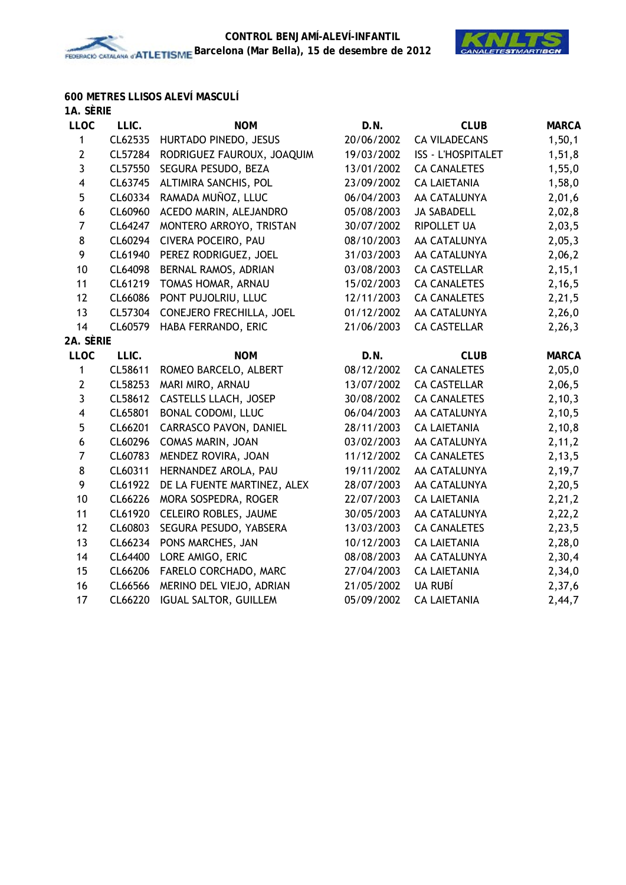## 600 METRES LLISOS ALEVÍ MASCULÍ

### 1A. SÈRIE

| LLOC | LLIC. | NOM | D.N. | CLUB | MARCA |
|---|---|---|---|---|---|
| 1 | CL62535 | HURTADO PINEDO, JESUS | 20/06/2002 | CA VILADECANS | 1,50,1 |
| 2 | CL57284 | RODRIGUEZ FAUROUX, JOAQUIM | 19/03/2002 | ISS - L'HOSPITALET | 1,51,8 |
| 3 | CL57550 | SEGURA PESUDO, BEZA | 13/01/2002 | CA CANALETES | 1,55,0 |
| 4 | CL63745 | ALTIMIRA SANCHIS, POL | 23/09/2002 | CA LAIETANIA | 1,58,0 |
| 5 | CL60334 | RAMADA MUÑOZ, LLUC | 06/04/2003 | AA CATALUNYA | 2,01,6 |
| 6 | CL60960 | ACEDO MARIN, ALEJANDRO | 05/08/2003 | JA SABADELL | 2,02,8 |
| 7 | CL64247 | MONTERO ARROYO, TRISTAN | 30/07/2002 | RIPOLLET UA | 2,03,5 |
| 8 | CL60294 | CIVERA POCEIRO, PAU | 08/10/2003 | AA CATALUNYA | 2,05,3 |
| 9 | CL61940 | PEREZ RODRIGUEZ, JOEL | 31/03/2003 | AA CATALUNYA | 2,06,2 |
| 10 | CL64098 | BERNAL RAMOS, ADRIAN | 03/08/2003 | CA CASTELLAR | 2,15,1 |
| 11 | CL61219 | TOMAS HOMAR, ARNAU | 15/02/2003 | CA CANALETES | 2,16,5 |
| 12 | CL66086 | PONT PUJOLRIU, LLUC | 12/11/2003 | CA CANALETES | 2,21,5 |
| 13 | CL57304 | CONEJERO FRECHILLA, JOEL | 01/12/2002 | AA CATALUNYA | 2,26,0 |
| 14 | CL60579 | HABA FERRANDO, ERIC | 21/06/2003 | CA CASTELLAR | 2,26,3 |

### 2A. SÈRIE

| LLOC | LLIC. | NOM | D.N. | CLUB | MARCA |
|---|---|---|---|---|---|
| 1 | CL58611 | ROMEO BARCELO, ALBERT | 08/12/2002 | CA CANALETES | 2,05,0 |
| 2 | CL58253 | MARI MIRO, ARNAU | 13/07/2002 | CA CASTELLAR | 2,06,5 |
| 3 | CL58612 | CASTELLS LLACH, JOSEP | 30/08/2002 | CA CANALETES | 2,10,3 |
| 4 | CL65801 | BONAL CODOMI, LLUC | 06/04/2003 | AA CATALUNYA | 2,10,5 |
| 5 | CL66201 | CARRASCO PAVON, DANIEL | 28/11/2003 | CA LAIETANIA | 2,10,8 |
| 6 | CL60296 | COMAS MARIN, JOAN | 03/02/2003 | AA CATALUNYA | 2,11,2 |
| 7 | CL60783 | MENDEZ ROVIRA, JOAN | 11/12/2002 | CA CANALETES | 2,13,5 |
| 8 | CL60311 | HERNANDEZ AROLA, PAU | 19/11/2002 | AA CATALUNYA | 2,19,7 |
| 9 | CL61922 | DE LA FUENTE MARTINEZ, ALEX | 28/07/2003 | AA CATALUNYA | 2,20,5 |
| 10 | CL66226 | MORA SOSPEDRA, ROGER | 22/07/2003 | CA LAIETANIA | 2,21,2 |
| 11 | CL61920 | CELEIRO ROBLES, JAUME | 30/05/2003 | AA CATALUNYA | 2,22,2 |
| 12 | CL60803 | SEGURA PESUDO, YABSERA | 13/03/2003 | CA CANALETES | 2,23,5 |
| 13 | CL66234 | PONS MARCHES, JAN | 10/12/2003 | CA LAIETANIA | 2,28,0 |
| 14 | CL64400 | LORE AMIGO, ERIC | 08/08/2003 | AA CATALUNYA | 2,30,4 |
| 15 | CL66206 | FARELO CORCHADO, MARC | 27/04/2003 | CA LAIETANIA | 2,34,0 |
| 16 | CL66566 | MERINO DEL VIEJO, ADRIAN | 21/05/2002 | UA RUBÍ | 2,37,6 |
| 17 | CL66220 | IGUAL SALTOR, GUILLEM | 05/09/2002 | CA LAIETANIA | 2,44,7 |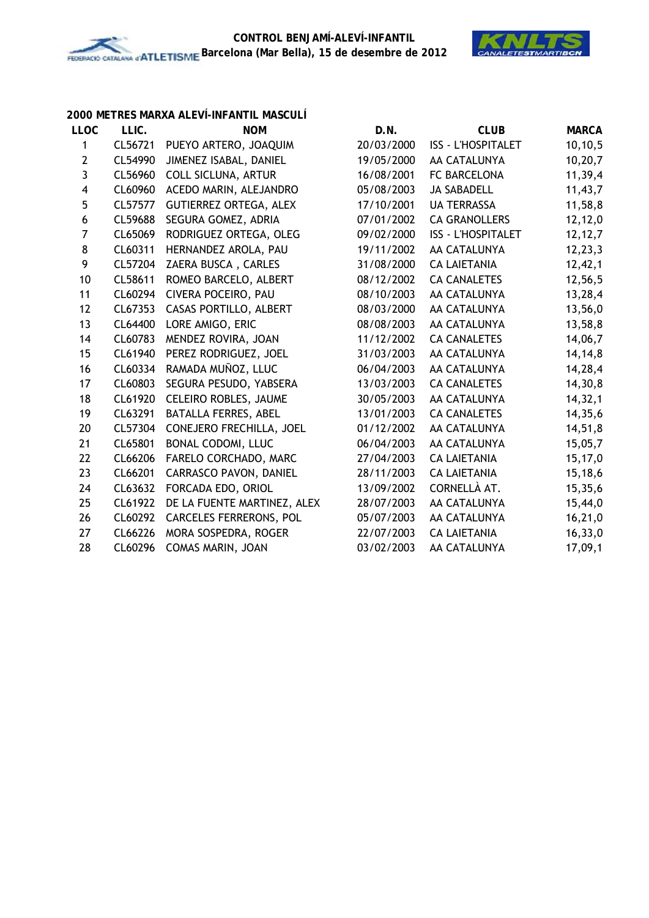## 2000 METRES MARXA ALEVÍ-INFANTIL MASCULÍ

| LLOC | LLIC. | NOM | D.N. | CLUB | MARCA |
|---|---|---|---|---|---|
| 1 | CL56721 | PUEYO ARTERO, JOAQUIM | 20/03/2000 | ISS - L'HOSPITALET | 10,10,5 |
| 2 | CL54990 | JIMENEZ ISABAL, DANIEL | 19/05/2000 | AA CATALUNYA | 10,20,7 |
| 3 | CL56960 | COLL SICLUNA, ARTUR | 16/08/2001 | FC BARCELONA | 11,39,4 |
| 4 | CL60960 | ACEDO MARIN, ALEJANDRO | 05/08/2003 | JA SABADELL | 11,43,7 |
| 5 | CL57577 | GUTIERREZ ORTEGA, ALEX | 17/10/2001 | UA TERRASSA | 11,58,8 |
| 6 | CL59688 | SEGURA GOMEZ, ADRIA | 07/01/2002 | CA GRANOLLERS | 12,12,0 |
| 7 | CL65069 | RODRIGUEZ ORTEGA, OLEG | 09/02/2000 | ISS - L'HOSPITALET | 12,12,7 |
| 8 | CL60311 | HERNANDEZ AROLA, PAU | 19/11/2002 | AA CATALUNYA | 12,23,3 |
| 9 | CL57204 | ZAERA BUSCA , CARLES | 31/08/2000 | CA LAIETANIA | 12,42,1 |
| 10 | CL58611 | ROMEO BARCELO, ALBERT | 08/12/2002 | CA CANALETES | 12,56,5 |
| 11 | CL60294 | CIVERA POCEIRO, PAU | 08/10/2003 | AA CATALUNYA | 13,28,4 |
| 12 | CL67353 | CASAS PORTILLO, ALBERT | 08/03/2000 | AA CATALUNYA | 13,56,0 |
| 13 | CL64400 | LORE AMIGO, ERIC | 08/08/2003 | AA CATALUNYA | 13,58,8 |
| 14 | CL60783 | MENDEZ ROVIRA, JOAN | 11/12/2002 | CA CANALETES | 14,06,7 |
| 15 | CL61940 | PEREZ RODRIGUEZ, JOEL | 31/03/2003 | AA CATALUNYA | 14,14,8 |
| 16 | CL60334 | RAMADA MUÑOZ, LLUC | 06/04/2003 | AA CATALUNYA | 14,28,4 |
| 17 | CL60803 | SEGURA PESUDO, YABSERA | 13/03/2003 | CA CANALETES | 14,30,8 |
| 18 | CL61920 | CELEIRO ROBLES, JAUME | 30/05/2003 | AA CATALUNYA | 14,32,1 |
| 19 | CL63291 | BATALLA FERRES, ABEL | 13/01/2003 | CA CANALETES | 14,35,6 |
| 20 | CL57304 | CONEJERO FRECHILLA, JOEL | 01/12/2002 | AA CATALUNYA | 14,51,8 |
| 21 | CL65801 | BONAL CODOMI, LLUC | 06/04/2003 | AA CATALUNYA | 15,05,7 |
| 22 | CL66206 | FARELO CORCHADO, MARC | 27/04/2003 | CA LAIETANIA | 15,17,0 |
| 23 | CL66201 | CARRASCO PAVON, DANIEL | 28/11/2003 | CA LAIETANIA | 15,18,6 |
| 24 | CL63632 | FORCADA EDO, ORIOL | 13/09/2002 | CORNELLÀ AT. | 15,35,6 |
| 25 | CL61922 | DE LA FUENTE MARTINEZ, ALEX | 28/07/2003 | AA CATALUNYA | 15,44,0 |
| 26 | CL60292 | CARCELES FERRERONS, POL | 05/07/2003 | AA CATALUNYA | 16,21,0 |
| 27 | CL66226 | MORA SOSPEDRA, ROGER | 22/07/2003 | CA LAIETANIA | 16,33,0 |
| 28 | CL60296 | COMAS MARIN, JOAN | 03/02/2003 | AA CATALUNYA | 17,09,1 |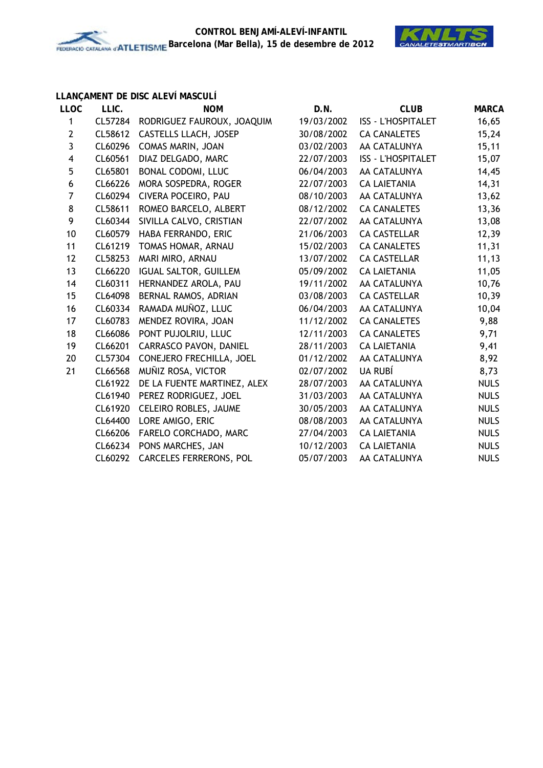**CONTROL BENJAMÍ-ALEVÍ-INFANTIL**
**Barcelona (Mar Bella), 15 de desembre de 2012**

### LLANÇAMENT DE DISC ALEVÍ MASCULÍ

| LLOC | LLIC. | NOM | D.N. | CLUB | MARCA |
|---|---|---|---|---|---|
| 1 | CL57284 | RODRIGUEZ FAUROUX, JOAQUIM | 19/03/2002 | ISS - L'HOSPITALET | 16,65 |
| 2 | CL58612 | CASTELLS LLACH, JOSEP | 30/08/2002 | CA CANALETES | 15,24 |
| 3 | CL60296 | COMAS MARIN, JOAN | 03/02/2003 | AA CATALUNYA | 15,11 |
| 4 | CL60561 | DIAZ DELGADO, MARC | 22/07/2003 | ISS - L'HOSPITALET | 15,07 |
| 5 | CL65801 | BONAL CODOMI, LLUC | 06/04/2003 | AA CATALUNYA | 14,45 |
| 6 | CL66226 | MORA SOSPEDRA, ROGER | 22/07/2003 | CA LAIETANIA | 14,31 |
| 7 | CL60294 | CIVERA POCEIRO, PAU | 08/10/2003 | AA CATALUNYA | 13,62 |
| 8 | CL58611 | ROMEO BARCELO, ALBERT | 08/12/2002 | CA CANALETES | 13,36 |
| 9 | CL60344 | SIVILLA CALVO, CRISTIAN | 22/07/2002 | AA CATALUNYA | 13,08 |
| 10 | CL60579 | HABA FERRANDO, ERIC | 21/06/2003 | CA CASTELLAR | 12,39 |
| 11 | CL61219 | TOMAS HOMAR, ARNAU | 15/02/2003 | CA CANALETES | 11,31 |
| 12 | CL58253 | MARI MIRO, ARNAU | 13/07/2002 | CA CASTELLAR | 11,13 |
| 13 | CL66220 | IGUAL SALTOR, GUILLEM | 05/09/2002 | CA LAIETANIA | 11,05 |
| 14 | CL60311 | HERNANDEZ AROLA, PAU | 19/11/2002 | AA CATALUNYA | 10,76 |
| 15 | CL64098 | BERNAL RAMOS, ADRIAN | 03/08/2003 | CA CASTELLAR | 10,39 |
| 16 | CL60334 | RAMADA MUÑOZ, LLUC | 06/04/2003 | AA CATALUNYA | 10,04 |
| 17 | CL60783 | MENDEZ ROVIRA, JOAN | 11/12/2002 | CA CANALETES | 9,88 |
| 18 | CL66086 | PONT PUJOLRIU, LLUC | 12/11/2003 | CA CANALETES | 9,71 |
| 19 | CL66201 | CARRASCO PAVON, DANIEL | 28/11/2003 | CA LAIETANIA | 9,41 |
| 20 | CL57304 | CONEJERO FRECHILLA, JOEL | 01/12/2002 | AA CATALUNYA | 8,92 |
| 21 | CL66568 | MUÑIZ ROSA, VICTOR | 02/07/2002 | UA RUBÍ | 8,73 |
| | CL61922 | DE LA FUENTE MARTINEZ, ALEX | 28/07/2003 | AA CATALUNYA | NULS |
| | CL61940 | PEREZ RODRIGUEZ, JOEL | 31/03/2003 | AA CATALUNYA | NULS |
| | CL61920 | CELEIRO ROBLES, JAUME | 30/05/2003 | AA CATALUNYA | NULS |
| | CL64400 | LORE AMIGO, ERIC | 08/08/2003 | AA CATALUNYA | NULS |
| | CL66206 | FARELO CORCHADO, MARC | 27/04/2003 | CA LAIETANIA | NULS |
| | CL66234 | PONS MARCHES, JAN | 10/12/2003 | CA LAIETANIA | NULS |
| | CL60292 | CARCELES FERRERONS, POL | 05/07/2003 | AA CATALUNYA | NULS |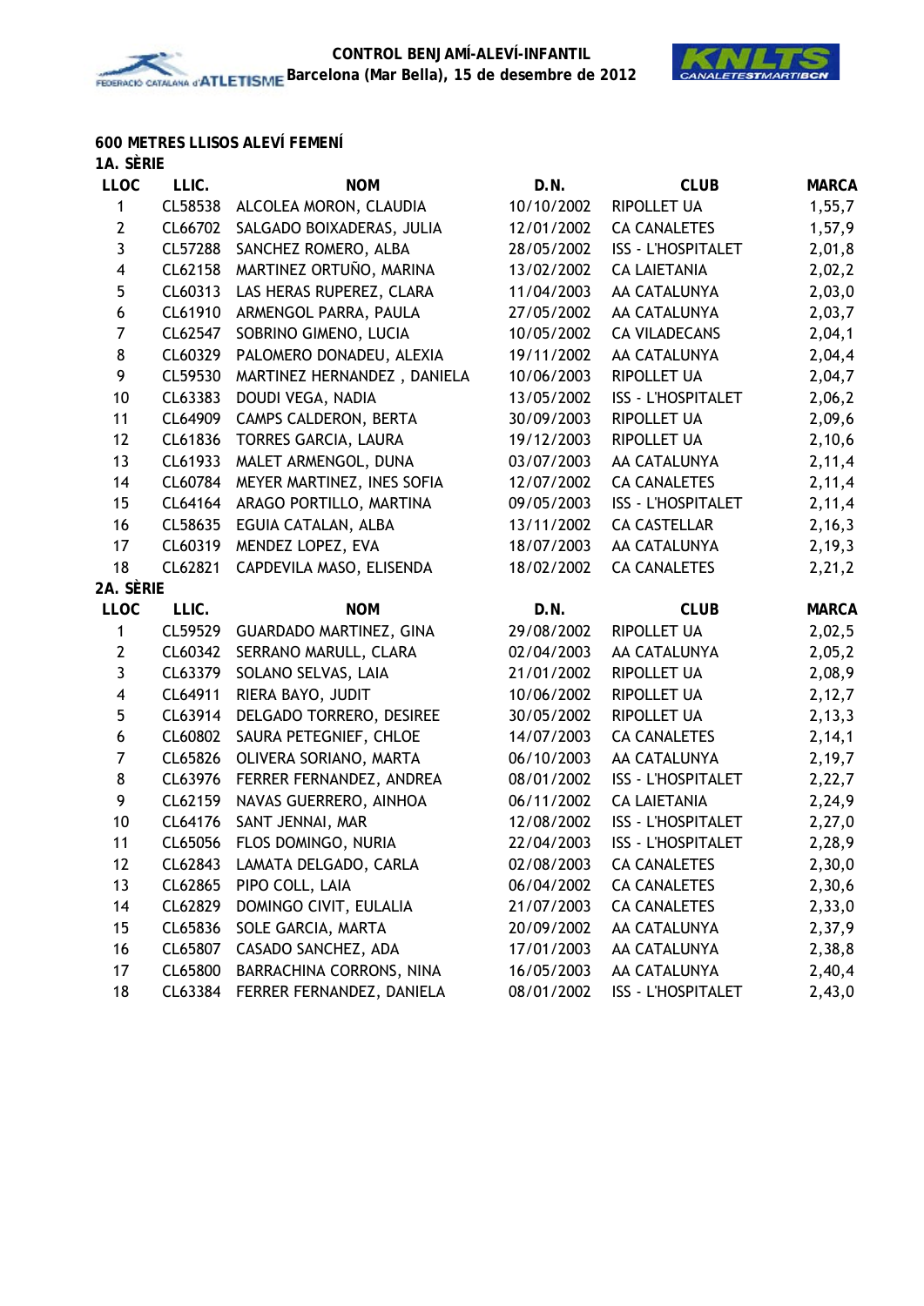CONTROL BENJAMÍ-ALEVÍ-INFANTIL
Barcelona (Mar Bella), 15 de desembre de 2012

## 600 METRES LLISOS ALEVÍ FEMENÍ

### 1A. SÈRIE

| LLOC | LLIC. | NOM | D.N. | CLUB | MARCA |
|---|---|---|---|---|---|
| 1 | CL58538 | ALCOLEA MORON, CLAUDIA | 10/10/2002 | RIPOLLET UA | 1,55,7 |
| 2 | CL66702 | SALGADO BOIXADERAS, JULIA | 12/01/2002 | CA CANALETES | 1,57,9 |
| 3 | CL57288 | SANCHEZ ROMERO, ALBA | 28/05/2002 | ISS - L'HOSPITALET | 2,01,8 |
| 4 | CL62158 | MARTINEZ ORTUÑO, MARINA | 13/02/2002 | CA LAIETANIA | 2,02,2 |
| 5 | CL60313 | LAS HERAS RUPEREZ, CLARA | 11/04/2003 | AA CATALUNYA | 2,03,0 |
| 6 | CL61910 | ARMENGOL PARRA, PAULA | 27/05/2002 | AA CATALUNYA | 2,03,7 |
| 7 | CL62547 | SOBRINO GIMENO, LUCIA | 10/05/2002 | CA VILADECANS | 2,04,1 |
| 8 | CL60329 | PALOMERO DONADEU, ALEXIA | 19/11/2002 | AA CATALUNYA | 2,04,4 |
| 9 | CL59530 | MARTINEZ HERNANDEZ , DANIELA | 10/06/2003 | RIPOLLET UA | 2,04,7 |
| 10 | CL63383 | DOUDI VEGA, NADIA | 13/05/2002 | ISS - L'HOSPITALET | 2,06,2 |
| 11 | CL64909 | CAMPS CALDERON, BERTA | 30/09/2003 | RIPOLLET UA | 2,09,6 |
| 12 | CL61836 | TORRES GARCIA, LAURA | 19/12/2003 | RIPOLLET UA | 2,10,6 |
| 13 | CL61933 | MALET ARMENGOL, DUNA | 03/07/2003 | AA CATALUNYA | 2,11,4 |
| 14 | CL60784 | MEYER MARTINEZ, INES SOFIA | 12/07/2002 | CA CANALETES | 2,11,4 |
| 15 | CL64164 | ARAGO PORTILLO, MARTINA | 09/05/2003 | ISS - L'HOSPITALET | 2,11,4 |
| 16 | CL58635 | EGUIA CATALAN, ALBA | 13/11/2002 | CA CASTELLAR | 2,16,3 |
| 17 | CL60319 | MENDEZ LOPEZ, EVA | 18/07/2003 | AA CATALUNYA | 2,19,3 |
| 18 | CL62821 | CAPDEVILA MASO, ELISENDA | 18/02/2002 | CA CANALETES | 2,21,2 |

### 2A. SÈRIE

| LLOC | LLIC. | NOM | D.N. | CLUB | MARCA |
|---|---|---|---|---|---|
| 1 | CL59529 | GUARDADO MARTINEZ, GINA | 29/08/2002 | RIPOLLET UA | 2,02,5 |
| 2 | CL60342 | SERRANO MARULL, CLARA | 02/04/2003 | AA CATALUNYA | 2,05,2 |
| 3 | CL63379 | SOLANO SELVAS, LAIA | 21/01/2002 | RIPOLLET UA | 2,08,9 |
| 4 | CL64911 | RIERA BAYO, JUDIT | 10/06/2002 | RIPOLLET UA | 2,12,7 |
| 5 | CL63914 | DELGADO TORRERO, DESIREE | 30/05/2002 | RIPOLLET UA | 2,13,3 |
| 6 | CL60802 | SAURA PETEGNIEF, CHLOE | 14/07/2003 | CA CANALETES | 2,14,1 |
| 7 | CL65826 | OLIVERA SORIANO, MARTA | 06/10/2003 | AA CATALUNYA | 2,19,7 |
| 8 | CL63976 | FERRER FERNANDEZ, ANDREA | 08/01/2002 | ISS - L'HOSPITALET | 2,22,7 |
| 9 | CL62159 | NAVAS GUERRERO, AINHOA | 06/11/2002 | CA LAIETANIA | 2,24,9 |
| 10 | CL64176 | SANT JENNAI, MAR | 12/08/2002 | ISS - L'HOSPITALET | 2,27,0 |
| 11 | CL65056 | FLOS DOMINGO, NURIA | 22/04/2003 | ISS - L'HOSPITALET | 2,28,9 |
| 12 | CL62843 | LAMATA DELGADO, CARLA | 02/08/2003 | CA CANALETES | 2,30,0 |
| 13 | CL62865 | PIPO COLL, LAIA | 06/04/2002 | CA CANALETES | 2,30,6 |
| 14 | CL62829 | DOMINGO CIVIT, EULALIA | 21/07/2003 | CA CANALETES | 2,33,0 |
| 15 | CL65836 | SOLE GARCIA, MARTA | 20/09/2002 | AA CATALUNYA | 2,37,9 |
| 16 | CL65807 | CASADO SANCHEZ, ADA | 17/01/2003 | AA CATALUNYA | 2,38,8 |
| 17 | CL65800 | BARRACHINA CORRONS, NINA | 16/05/2003 | AA CATALUNYA | 2,40,4 |
| 18 | CL63384 | FERRER FERNANDEZ, DANIELA | 08/01/2002 | ISS - L'HOSPITALET | 2,43,0 |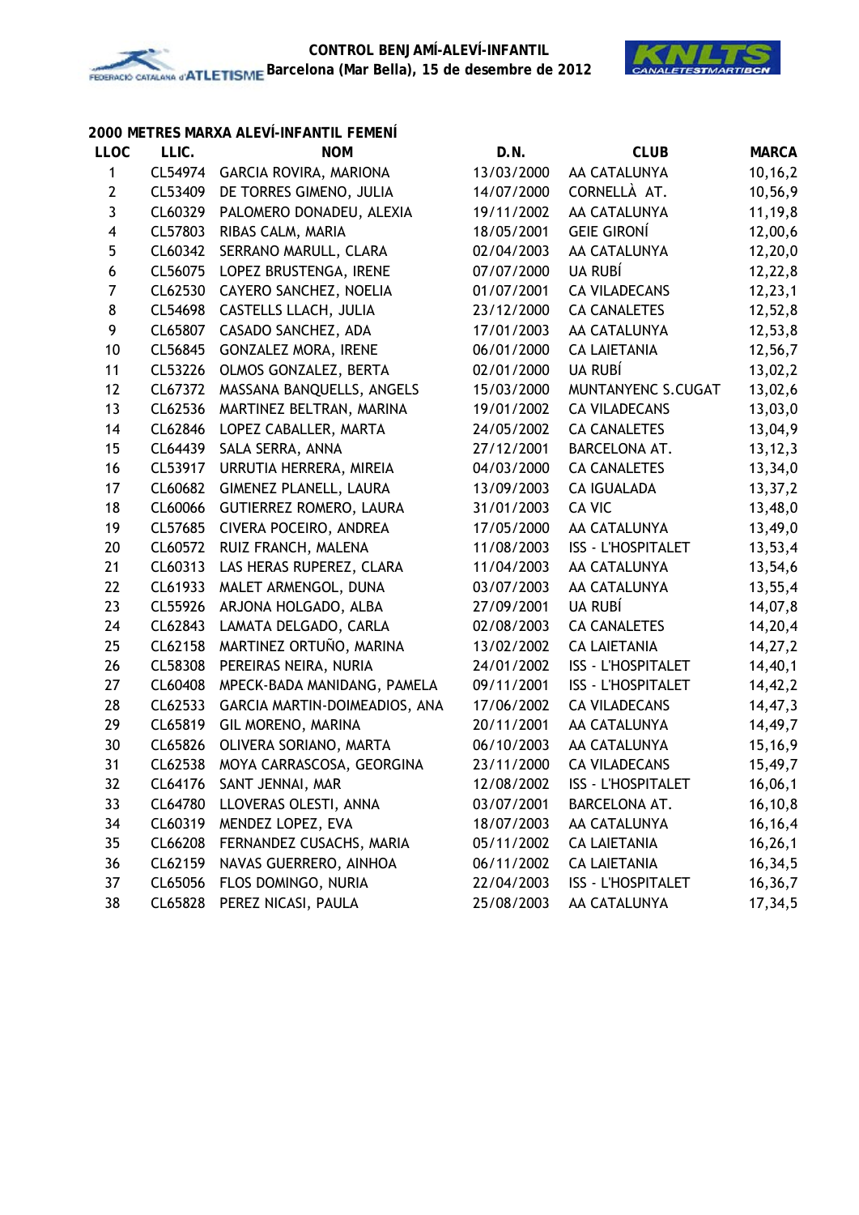## 2000 METRES MARXA ALEVÍ-INFANTIL FEMENÍ

| LLOC | LLIC. | NOM | D.N. | CLUB | MARCA |
|---|---|---|---|---|---|
| 1 | CL54974 | GARCIA ROVIRA, MARIONA | 13/03/2000 | AA CATALUNYA | 10,16,2 |
| 2 | CL53409 | DE TORRES GIMENO, JULIA | 14/07/2000 | CORNELLÀ AT. | 10,56,9 |
| 3 | CL60329 | PALOMERO DONADEU, ALEXIA | 19/11/2002 | AA CATALUNYA | 11,19,8 |
| 4 | CL57803 | RIBAS CALM, MARIA | 18/05/2001 | GEIE GIRONÍ | 12,00,6 |
| 5 | CL60342 | SERRANO MARULL, CLARA | 02/04/2003 | AA CATALUNYA | 12,20,0 |
| 6 | CL56075 | LOPEZ BRUSTENGA, IRENE | 07/07/2000 | UA RUBÍ | 12,22,8 |
| 7 | CL62530 | CAYERO SANCHEZ, NOELIA | 01/07/2001 | CA VILADECANS | 12,23,1 |
| 8 | CL54698 | CASTELLS LLACH, JULIA | 23/12/2000 | CA CANALETES | 12,52,8 |
| 9 | CL65807 | CASADO SANCHEZ, ADA | 17/01/2003 | AA CATALUNYA | 12,53,8 |
| 10 | CL56845 | GONZALEZ MORA, IRENE | 06/01/2000 | CA LAIETANIA | 12,56,7 |
| 11 | CL53226 | OLMOS GONZALEZ, BERTA | 02/01/2000 | UA RUBÍ | 13,02,2 |
| 12 | CL67372 | MASSANA BANQUELLS, ANGELS | 15/03/2000 | MUNTANYENC S.CUGAT | 13,02,6 |
| 13 | CL62536 | MARTINEZ BELTRAN, MARINA | 19/01/2002 | CA VILADECANS | 13,03,0 |
| 14 | CL62846 | LOPEZ CABALLER, MARTA | 24/05/2002 | CA CANALETES | 13,04,9 |
| 15 | CL64439 | SALA SERRA, ANNA | 27/12/2001 | BARCELONA AT. | 13,12,3 |
| 16 | CL53917 | URRUTIA HERRERA, MIREIA | 04/03/2000 | CA CANALETES | 13,34,0 |
| 17 | CL60682 | GIMENEZ PLANELL, LAURA | 13/09/2003 | CA IGUALADA | 13,37,2 |
| 18 | CL60066 | GUTIERREZ ROMERO, LAURA | 31/01/2003 | CA VIC | 13,48,0 |
| 19 | CL57685 | CIVERA POCEIRO, ANDREA | 17/05/2000 | AA CATALUNYA | 13,49,0 |
| 20 | CL60572 | RUIZ FRANCH, MALENA | 11/08/2003 | ISS - L'HOSPITALET | 13,53,4 |
| 21 | CL60313 | LAS HERAS RUPEREZ, CLARA | 11/04/2003 | AA CATALUNYA | 13,54,6 |
| 22 | CL61933 | MALET ARMENGOL, DUNA | 03/07/2003 | AA CATALUNYA | 13,55,4 |
| 23 | CL55926 | ARJONA HOLGADO, ALBA | 27/09/2001 | UA RUBÍ | 14,07,8 |
| 24 | CL62843 | LAMATA DELGADO, CARLA | 02/08/2003 | CA CANALETES | 14,20,4 |
| 25 | CL62158 | MARTINEZ ORTUÑO, MARINA | 13/02/2002 | CA LAIETANIA | 14,27,2 |
| 26 | CL58308 | PEREIRAS NEIRA, NURIA | 24/01/2002 | ISS - L'HOSPITALET | 14,40,1 |
| 27 | CL60408 | MPECK-BADA MANIDANG, PAMELA | 09/11/2001 | ISS - L'HOSPITALET | 14,42,2 |
| 28 | CL62533 | GARCIA MARTIN-DOIMEADIOS, ANA | 17/06/2002 | CA VILADECANS | 14,47,3 |
| 29 | CL65819 | GIL MORENO, MARINA | 20/11/2001 | AA CATALUNYA | 14,49,7 |
| 30 | CL65826 | OLIVERA SORIANO, MARTA | 06/10/2003 | AA CATALUNYA | 15,16,9 |
| 31 | CL62538 | MOYA CARRASCOSA, GEORGINA | 23/11/2000 | CA VILADECANS | 15,49,7 |
| 32 | CL64176 | SANT JENNAI, MAR | 12/08/2002 | ISS - L'HOSPITALET | 16,06,1 |
| 33 | CL64780 | LLOVERAS OLESTI, ANNA | 03/07/2001 | BARCELONA AT. | 16,10,8 |
| 34 | CL60319 | MENDEZ LOPEZ, EVA | 18/07/2003 | AA CATALUNYA | 16,16,4 |
| 35 | CL66208 | FERNANDEZ CUSACHS, MARIA | 05/11/2002 | CA LAIETANIA | 16,26,1 |
| 36 | CL62159 | NAVAS GUERRERO, AINHOA | 06/11/2002 | CA LAIETANIA | 16,34,5 |
| 37 | CL65056 | FLOS DOMINGO, NURIA | 22/04/2003 | ISS - L'HOSPITALET | 16,36,7 |
| 38 | CL65828 | PEREZ NICASI, PAULA | 25/08/2003 | AA CATALUNYA | 17,34,5 |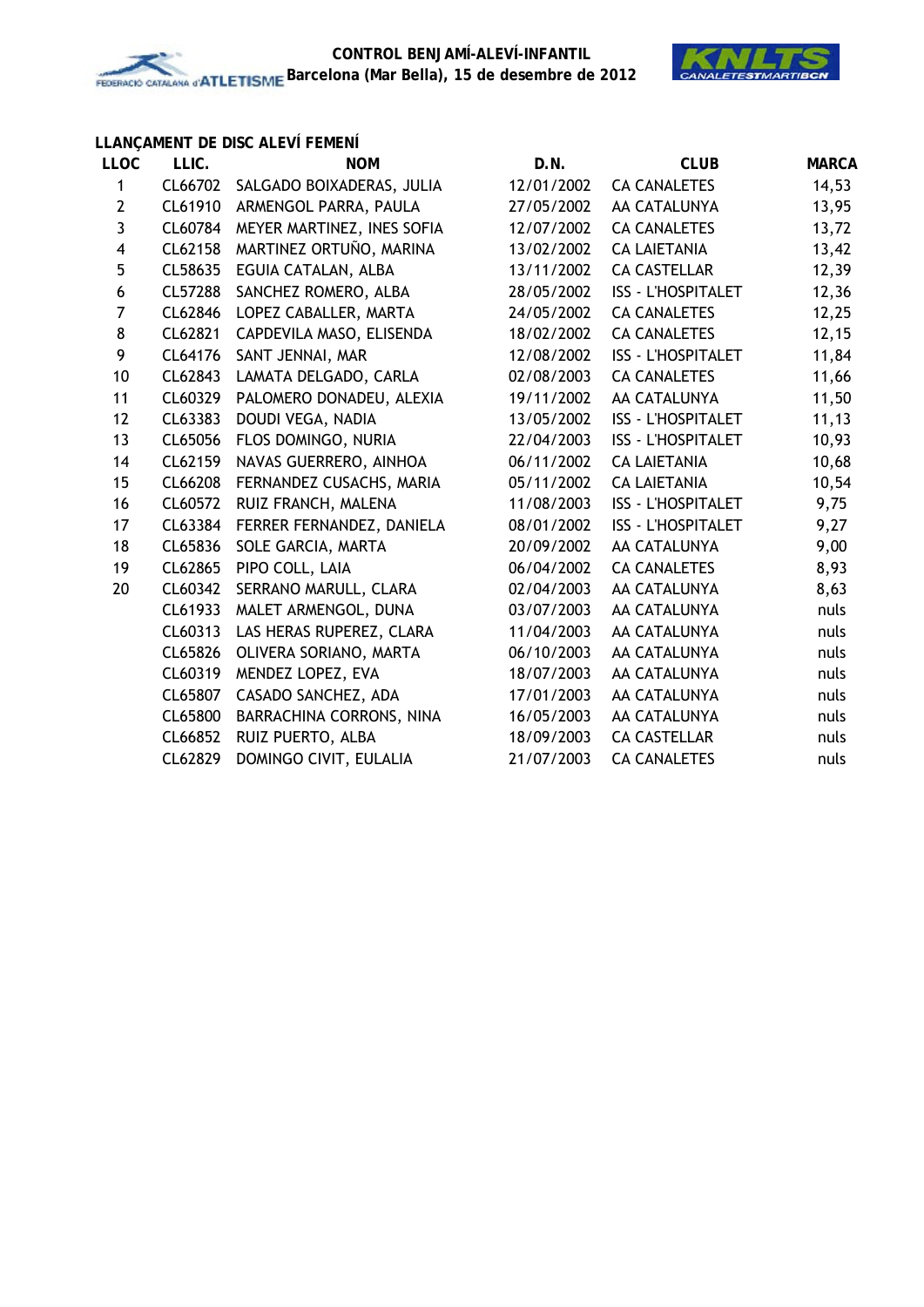**CONTROL BENJAMÍ-ALEVÍ-INFANTIL**
**Barcelona (Mar Bella), 15 de desembre de 2012**

### LLANÇAMENT DE DISC ALEVÍ FEMENÍ

| LLOC | LLIC. | NOM | D.N. | CLUB | MARCA |
|---|---|---|---|---|---|
| 1 | CL66702 | SALGADO BOIXADERAS, JULIA | 12/01/2002 | CA CANALETES | 14,53 |
| 2 | CL61910 | ARMENGOL PARRA, PAULA | 27/05/2002 | AA CATALUNYA | 13,95 |
| 3 | CL60784 | MEYER MARTINEZ, INES SOFIA | 12/07/2002 | CA CANALETES | 13,72 |
| 4 | CL62158 | MARTINEZ ORTUÑO, MARINA | 13/02/2002 | CA LAIETANIA | 13,42 |
| 5 | CL58635 | EGUIA CATALAN, ALBA | 13/11/2002 | CA CASTELLAR | 12,39 |
| 6 | CL57288 | SANCHEZ ROMERO, ALBA | 28/05/2002 | ISS - L'HOSPITALET | 12,36 |
| 7 | CL62846 | LOPEZ CABALLER, MARTA | 24/05/2002 | CA CANALETES | 12,25 |
| 8 | CL62821 | CAPDEVILA MASO, ELISENDA | 18/02/2002 | CA CANALETES | 12,15 |
| 9 | CL64176 | SANT JENNAI, MAR | 12/08/2002 | ISS - L'HOSPITALET | 11,84 |
| 10 | CL62843 | LAMATA DELGADO, CARLA | 02/08/2003 | CA CANALETES | 11,66 |
| 11 | CL60329 | PALOMERO DONADEU, ALEXIA | 19/11/2002 | AA CATALUNYA | 11,50 |
| 12 | CL63383 | DOUDI VEGA, NADIA | 13/05/2002 | ISS - L'HOSPITALET | 11,13 |
| 13 | CL65056 | FLOS DOMINGO, NURIA | 22/04/2003 | ISS - L'HOSPITALET | 10,93 |
| 14 | CL62159 | NAVAS GUERRERO, AINHOA | 06/11/2002 | CA LAIETANIA | 10,68 |
| 15 | CL66208 | FERNANDEZ CUSACHS, MARIA | 05/11/2002 | CA LAIETANIA | 10,54 |
| 16 | CL60572 | RUIZ FRANCH, MALENA | 11/08/2003 | ISS - L'HOSPITALET | 9,75 |
| 17 | CL63384 | FERRER FERNANDEZ, DANIELA | 08/01/2002 | ISS - L'HOSPITALET | 9,27 |
| 18 | CL65836 | SOLE GARCIA, MARTA | 20/09/2002 | AA CATALUNYA | 9,00 |
| 19 | CL62865 | PIPO COLL, LAIA | 06/04/2002 | CA CANALETES | 8,93 |
| 20 | CL60342 | SERRANO MARULL, CLARA | 02/04/2003 | AA CATALUNYA | 8,63 |
| | CL61933 | MALET ARMENGOL, DUNA | 03/07/2003 | AA CATALUNYA | nuls |
| | CL60313 | LAS HERAS RUPEREZ, CLARA | 11/04/2003 | AA CATALUNYA | nuls |
| | CL65826 | OLIVERA SORIANO, MARTA | 06/10/2003 | AA CATALUNYA | nuls |
| | CL60319 | MENDEZ LOPEZ, EVA | 18/07/2003 | AA CATALUNYA | nuls |
| | CL65807 | CASADO SANCHEZ, ADA | 17/01/2003 | AA CATALUNYA | nuls |
| | CL65800 | BARRACHINA CORRONS, NINA | 16/05/2003 | AA CATALUNYA | nuls |
| | CL66852 | RUIZ PUERTO, ALBA | 18/09/2003 | CA CASTELLAR | nuls |
| | CL62829 | DOMINGO CIVIT, EULALIA | 21/07/2003 | CA CANALETES | nuls |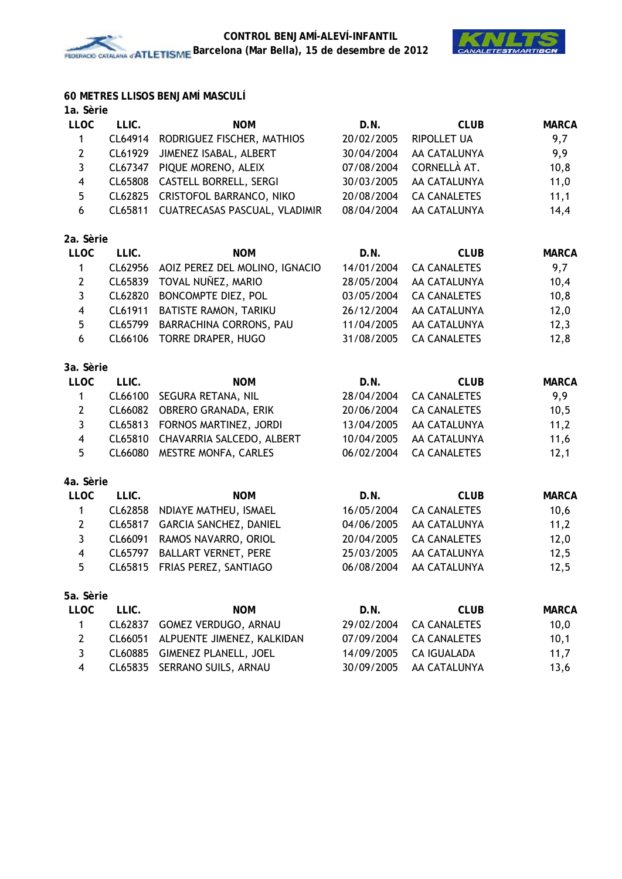## 60 METRES LLISOS BENJAMÍ MASCULÍ

### 1a. Sèrie

| LLOC | LLIC. | NOM | D.N. | CLUB | MARCA |
|---|---|---|---|---|---|
| 1 | CL64914 | RODRIGUEZ FISCHER, MATHIOS | 20/02/2005 | RIPOLLET UA | 9,7 |
| 2 | CL61929 | JIMENEZ ISABAL, ALBERT | 30/04/2004 | AA CATALUNYA | 9,9 |
| 3 | CL67347 | PIQUE MORENO, ALEIX | 07/08/2004 | CORNELLÀ AT. | 10,8 |
| 4 | CL65808 | CASTELL BORRELL, SERGI | 30/03/2005 | AA CATALUNYA | 11,0 |
| 5 | CL62825 | CRISTOFOL BARRANCO, NIKO | 20/08/2004 | CA CANALETES | 11,1 |
| 6 | CL65811 | CUATRECASAS PASCUAL, VLADIMIR | 08/04/2004 | AA CATALUNYA | 14,4 |

### 2a. Sèrie

| LLOC | LLIC. | NOM | D.N. | CLUB | MARCA |
|---|---|---|---|---|---|
| 1 | CL62956 | AOIZ PEREZ DEL MOLINO, IGNACIO | 14/01/2004 | CA CANALETES | 9,7 |
| 2 | CL65839 | TOVAL NUÑEZ, MARIO | 28/05/2004 | AA CATALUNYA | 10,4 |
| 3 | CL62820 | BONCOMPTE DIEZ, POL | 03/05/2004 | CA CANALETES | 10,8 |
| 4 | CL61911 | BATISTE RAMON, TARIKU | 26/12/2004 | AA CATALUNYA | 12,0 |
| 5 | CL65799 | BARRACHINA CORRONS, PAU | 11/04/2005 | AA CATALUNYA | 12,3 |
| 6 | CL66106 | TORRE DRAPER, HUGO | 31/08/2005 | CA CANALETES | 12,8 |

### 3a. Sèrie

| LLOC | LLIC. | NOM | D.N. | CLUB | MARCA |
|---|---|---|---|---|---|
| 1 | CL66100 | SEGURA RETANA, NIL | 28/04/2004 | CA CANALETES | 9,9 |
| 2 | CL66082 | OBRERO GRANADA, ERIK | 20/06/2004 | CA CANALETES | 10,5 |
| 3 | CL65813 | FORNOS MARTINEZ, JORDI | 13/04/2005 | AA CATALUNYA | 11,2 |
| 4 | CL65810 | CHAVARRIA SALCEDO, ALBERT | 10/04/2005 | AA CATALUNYA | 11,6 |
| 5 | CL66080 | MESTRE MONFA, CARLES | 06/02/2004 | CA CANALETES | 12,1 |

### 4a. Sèrie

| LLOC | LLIC. | NOM | D.N. | CLUB | MARCA |
|---|---|---|---|---|---|
| 1 | CL62858 | NDIAYE MATHEU, ISMAEL | 16/05/2004 | CA CANALETES | 10,6 |
| 2 | CL65817 | GARCIA SANCHEZ, DANIEL | 04/06/2005 | AA CATALUNYA | 11,2 |
| 3 | CL66091 | RAMOS NAVARRO, ORIOL | 20/04/2005 | CA CANALETES | 12,0 |
| 4 | CL65797 | BALLART VERNET, PERE | 25/03/2005 | AA CATALUNYA | 12,5 |
| 5 | CL65815 | FRIAS PEREZ, SANTIAGO | 06/08/2004 | AA CATALUNYA | 12,5 |

### 5a. Sèrie

| LLOC | LLIC. | NOM | D.N. | CLUB | MARCA |
|---|---|---|---|---|---|
| 1 | CL62837 | GOMEZ VERDUGO, ARNAU | 29/02/2004 | CA CANALETES | 10,0 |
| 2 | CL66051 | ALPUENTE JIMENEZ, KALKIDAN | 07/09/2004 | CA CANALETES | 10,1 |
| 3 | CL60885 | GIMENEZ PLANELL, JOEL | 14/09/2005 | CA IGUALADA | 11,7 |
| 4 | CL65835 | SERRANO SUILS, ARNAU | 30/09/2005 | AA CATALUNYA | 13,6 |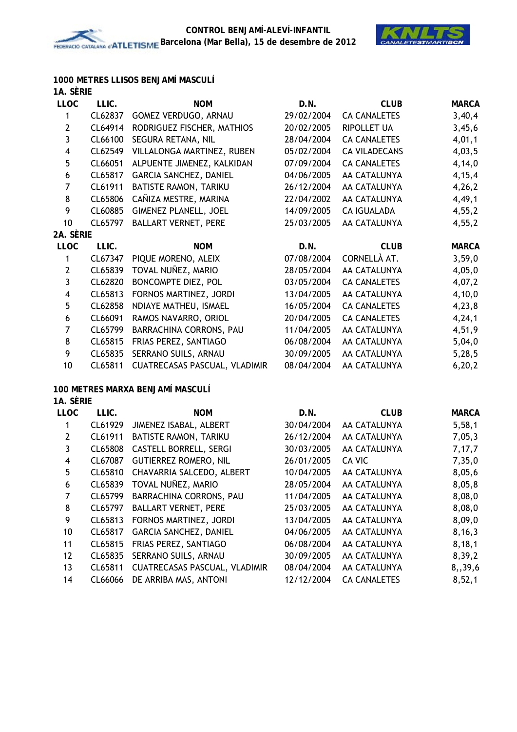## 1000 METRES LLISOS BENJAMÍ MASCULÍ

### 1A. SÈRIE

| LLOC | LLIC. | NOM | D.N. | CLUB | MARCA |
|---|---|---|---|---|---|
| 1 | CL62837 | GOMEZ VERDUGO, ARNAU | 29/02/2004 | CA CANALETES | 3,40,4 |
| 2 | CL64914 | RODRIGUEZ FISCHER, MATHIOS | 20/02/2005 | RIPOLLET UA | 3,45,6 |
| 3 | CL66100 | SEGURA RETANA, NIL | 28/04/2004 | CA CANALETES | 4,01,1 |
| 4 | CL62549 | VILLALONGA MARTINEZ, RUBEN | 05/02/2004 | CA VILADECANS | 4,03,5 |
| 5 | CL66051 | ALPUENTE JIMENEZ, KALKIDAN | 07/09/2004 | CA CANALETES | 4,14,0 |
| 6 | CL65817 | GARCIA SANCHEZ, DANIEL | 04/06/2005 | AA CATALUNYA | 4,15,4 |
| 7 | CL61911 | BATISTE RAMON, TARIKU | 26/12/2004 | AA CATALUNYA | 4,26,2 |
| 8 | CL65806 | CAÑIZA MESTRE, MARINA | 22/04/2002 | AA CATALUNYA | 4,49,1 |
| 9 | CL60885 | GIMENEZ PLANELL, JOEL | 14/09/2005 | CA IGUALADA | 4,55,2 |
| 10 | CL65797 | BALLART VERNET, PERE | 25/03/2005 | AA CATALUNYA | 4,55,2 |

### 2A. SÈRIE

| LLOC | LLIC. | NOM | D.N. | CLUB | MARCA |
|---|---|---|---|---|---|
| 1 | CL67347 | PIQUE MORENO, ALEIX | 07/08/2004 | CORNELLÀ AT. | 3,59,0 |
| 2 | CL65839 | TOVAL NUÑEZ, MARIO | 28/05/2004 | AA CATALUNYA | 4,05,0 |
| 3 | CL62820 | BONCOMPTE DIEZ, POL | 03/05/2004 | CA CANALETES | 4,07,2 |
| 4 | CL65813 | FORNOS MARTINEZ, JORDI | 13/04/2005 | AA CATALUNYA | 4,10,0 |
| 5 | CL62858 | NDIAYE MATHEU, ISMAEL | 16/05/2004 | CA CANALETES | 4,23,8 |
| 6 | CL66091 | RAMOS NAVARRO, ORIOL | 20/04/2005 | CA CANALETES | 4,24,1 |
| 7 | CL65799 | BARRACHINA CORRONS, PAU | 11/04/2005 | AA CATALUNYA | 4,51,9 |
| 8 | CL65815 | FRIAS PEREZ, SANTIAGO | 06/08/2004 | AA CATALUNYA | 5,04,0 |
| 9 | CL65835 | SERRANO SUILS, ARNAU | 30/09/2005 | AA CATALUNYA | 5,28,5 |
| 10 | CL65811 | CUATRECASAS PASCUAL, VLADIMIR | 08/04/2004 | AA CATALUNYA | 6,20,2 |

## 100 METRES MARXA BENJAMÍ MASCULÍ

### 1A. SÈRIE

| LLOC | LLIC. | NOM | D.N. | CLUB | MARCA |
|---|---|---|---|---|---|
| 1 | CL61929 | JIMENEZ ISABAL, ALBERT | 30/04/2004 | AA CATALUNYA | 5,58,1 |
| 2 | CL61911 | BATISTE RAMON, TARIKU | 26/12/2004 | AA CATALUNYA | 7,05,3 |
| 3 | CL65808 | CASTELL BORRELL, SERGI | 30/03/2005 | AA CATALUNYA | 7,17,7 |
| 4 | CL67087 | GUTIERREZ ROMERO, NIL | 26/01/2005 | CA VIC | 7,35,0 |
| 5 | CL65810 | CHAVARRIA SALCEDO, ALBERT | 10/04/2005 | AA CATALUNYA | 8,05,6 |
| 6 | CL65839 | TOVAL NUÑEZ, MARIO | 28/05/2004 | AA CATALUNYA | 8,05,8 |
| 7 | CL65799 | BARRACHINA CORRONS, PAU | 11/04/2005 | AA CATALUNYA | 8,08,0 |
| 8 | CL65797 | BALLART VERNET, PERE | 25/03/2005 | AA CATALUNYA | 8,08,0 |
| 9 | CL65813 | FORNOS MARTINEZ, JORDI | 13/04/2005 | AA CATALUNYA | 8,09,0 |
| 10 | CL65817 | GARCIA SANCHEZ, DANIEL | 04/06/2005 | AA CATALUNYA | 8,16,3 |
| 11 | CL65815 | FRIAS PEREZ, SANTIAGO | 06/08/2004 | AA CATALUNYA | 8,18,1 |
| 12 | CL65835 | SERRANO SUILS, ARNAU | 30/09/2005 | AA CATALUNYA | 8,39,2 |
| 13 | CL65811 | CUATRECASAS PASCUAL, VLADIMIR | 08/04/2004 | AA CATALUNYA | 8,,39,6 |
| 14 | CL66066 | DE ARRIBA MAS, ANTONI | 12/12/2004 | CA CANALETES | 8,52,1 |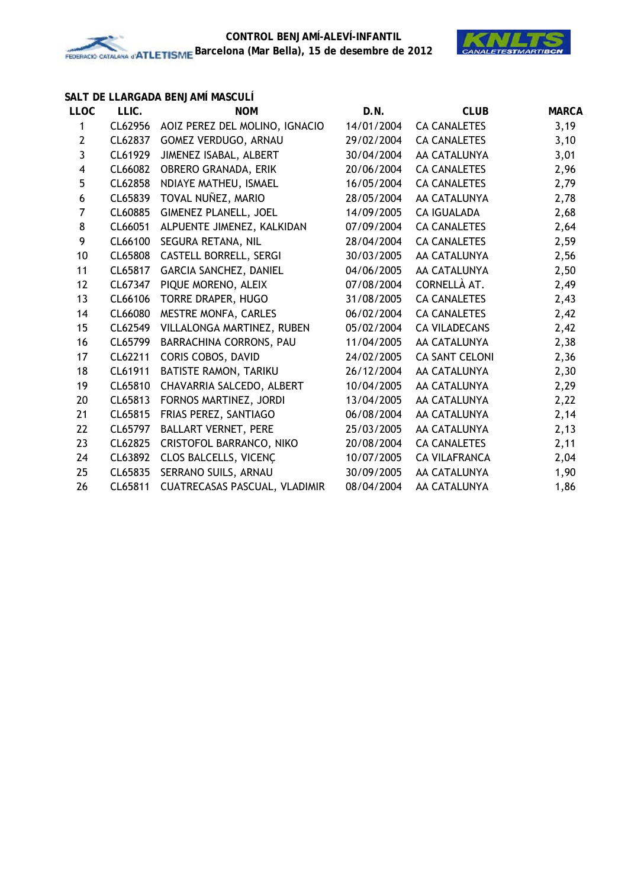**CONTROL BENJAMÍ-ALEVÍ-INFANTIL**
**Barcelona (Mar Bella), 15 de desembre de 2012**

### SALT DE LLARGADA BENJAMÍ MASCULÍ

| LLOC | LLIC. | NOM | D.N. | CLUB | MARCA |
|---|---|---|---|---|---|
| 1 | CL62956 | AOIZ PEREZ DEL MOLINO, IGNACIO | 14/01/2004 | CA CANALETES | 3,19 |
| 2 | CL62837 | GOMEZ VERDUGO, ARNAU | 29/02/2004 | CA CANALETES | 3,10 |
| 3 | CL61929 | JIMENEZ ISABAL, ALBERT | 30/04/2004 | AA CATALUNYA | 3,01 |
| 4 | CL66082 | OBRERO GRANADA, ERIK | 20/06/2004 | CA CANALETES | 2,96 |
| 5 | CL62858 | NDIAYE MATHEU, ISMAEL | 16/05/2004 | CA CANALETES | 2,79 |
| 6 | CL65839 | TOVAL NUÑEZ, MARIO | 28/05/2004 | AA CATALUNYA | 2,78 |
| 7 | CL60885 | GIMENEZ PLANELL, JOEL | 14/09/2005 | CA IGUALADA | 2,68 |
| 8 | CL66051 | ALPUENTE JIMENEZ, KALKIDAN | 07/09/2004 | CA CANALETES | 2,64 |
| 9 | CL66100 | SEGURA RETANA, NIL | 28/04/2004 | CA CANALETES | 2,59 |
| 10 | CL65808 | CASTELL BORRELL, SERGI | 30/03/2005 | AA CATALUNYA | 2,56 |
| 11 | CL65817 | GARCIA SANCHEZ, DANIEL | 04/06/2005 | AA CATALUNYA | 2,50 |
| 12 | CL67347 | PIQUE MORENO, ALEIX | 07/08/2004 | CORNELLÀ AT. | 2,49 |
| 13 | CL66106 | TORRE DRAPER, HUGO | 31/08/2005 | CA CANALETES | 2,43 |
| 14 | CL66080 | MESTRE MONFA, CARLES | 06/02/2004 | CA CANALETES | 2,42 |
| 15 | CL62549 | VILLALONGA MARTINEZ, RUBEN | 05/02/2004 | CA VILADECANS | 2,42 |
| 16 | CL65799 | BARRACHINA CORRONS, PAU | 11/04/2005 | AA CATALUNYA | 2,38 |
| 17 | CL62211 | CORIS COBOS, DAVID | 24/02/2005 | CA SANT CELONI | 2,36 |
| 18 | CL61911 | BATISTE RAMON, TARIKU | 26/12/2004 | AA CATALUNYA | 2,30 |
| 19 | CL65810 | CHAVARRIA SALCEDO, ALBERT | 10/04/2005 | AA CATALUNYA | 2,29 |
| 20 | CL65813 | FORNOS MARTINEZ, JORDI | 13/04/2005 | AA CATALUNYA | 2,22 |
| 21 | CL65815 | FRIAS PEREZ, SANTIAGO | 06/08/2004 | AA CATALUNYA | 2,14 |
| 22 | CL65797 | BALLART VERNET, PERE | 25/03/2005 | AA CATALUNYA | 2,13 |
| 23 | CL62825 | CRISTOFOL BARRANCO, NIKO | 20/08/2004 | CA CANALETES | 2,11 |
| 24 | CL63892 | CLOS BALCELLS, VICENÇ | 10/07/2005 | CA VILAFRANCA | 2,04 |
| 25 | CL65835 | SERRANO SUILS, ARNAU | 30/09/2005 | AA CATALUNYA | 1,90 |
| 26 | CL65811 | CUATRECASAS PASCUAL, VLADIMIR | 08/04/2004 | AA CATALUNYA | 1,86 |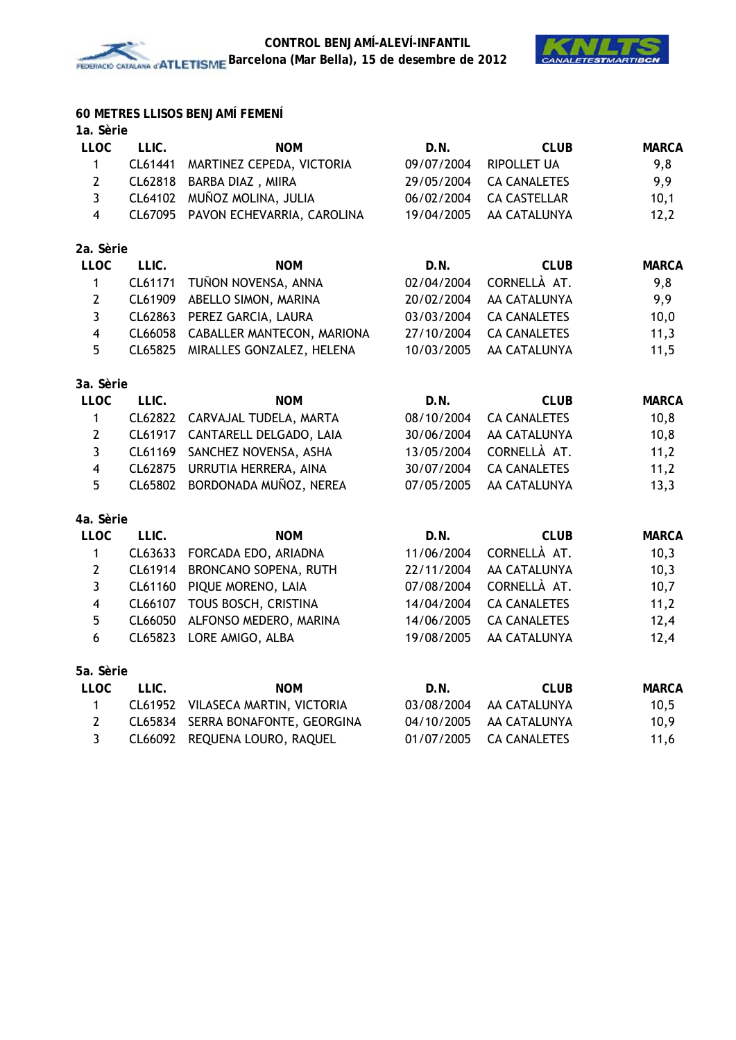## 60 METRES LLISOS BENJAMÍ FEMENÍ

### 1a. Sèrie

| LLOC | LLIC. | NOM | D.N. | CLUB | MARCA |
|---|---|---|---|---|---|
| 1 | CL61441 | MARTINEZ CEPEDA, VICTORIA | 09/07/2004 | RIPOLLET UA | 9,8 |
| 2 | CL62818 | BARBA DIAZ , MIIRA | 29/05/2004 | CA CANALETES | 9,9 |
| 3 | CL64102 | MUÑOZ MOLINA, JULIA | 06/02/2004 | CA CASTELLAR | 10,1 |
| 4 | CL67095 | PAVON ECHEVARRIA, CAROLINA | 19/04/2005 | AA CATALUNYA | 12,2 |

### 2a. Sèrie

| LLOC | LLIC. | NOM | D.N. | CLUB | MARCA |
|---|---|---|---|---|---|
| 1 | CL61171 | TUÑON NOVENSA, ANNA | 02/04/2004 | CORNELLÀ AT. | 9,8 |
| 2 | CL61909 | ABELLO SIMON, MARINA | 20/02/2004 | AA CATALUNYA | 9,9 |
| 3 | CL62863 | PEREZ GARCIA, LAURA | 03/03/2004 | CA CANALETES | 10,0 |
| 4 | CL66058 | CABALLER MANTECON, MARIONA | 27/10/2004 | CA CANALETES | 11,3 |
| 5 | CL65825 | MIRALLES GONZALEZ, HELENA | 10/03/2005 | AA CATALUNYA | 11,5 |

### 3a. Sèrie

| LLOC | LLIC. | NOM | D.N. | CLUB | MARCA |
|---|---|---|---|---|---|
| 1 | CL62822 | CARVAJAL TUDELA, MARTA | 08/10/2004 | CA CANALETES | 10,8 |
| 2 | CL61917 | CANTARELL DELGADO, LAIA | 30/06/2004 | AA CATALUNYA | 10,8 |
| 3 | CL61169 | SANCHEZ NOVENSA, ASHA | 13/05/2004 | CORNELLÀ AT. | 11,2 |
| 4 | CL62875 | URRUTIA HERRERA, AINA | 30/07/2004 | CA CANALETES | 11,2 |
| 5 | CL65802 | BORDONADA MUÑOZ, NEREA | 07/05/2005 | AA CATALUNYA | 13,3 |

### 4a. Sèrie

| LLOC | LLIC. | NOM | D.N. | CLUB | MARCA |
|---|---|---|---|---|---|
| 1 | CL63633 | FORCADA EDO, ARIADNA | 11/06/2004 | CORNELLÀ AT. | 10,3 |
| 2 | CL61914 | BRONCANO SOPENA, RUTH | 22/11/2004 | AA CATALUNYA | 10,3 |
| 3 | CL61160 | PIQUE MORENO, LAIA | 07/08/2004 | CORNELLÀ AT. | 10,7 |
| 4 | CL66107 | TOUS BOSCH, CRISTINA | 14/04/2004 | CA CANALETES | 11,2 |
| 5 | CL66050 | ALFONSO MEDERO, MARINA | 14/06/2005 | CA CANALETES | 12,4 |
| 6 | CL65823 | LORE AMIGO, ALBA | 19/08/2005 | AA CATALUNYA | 12,4 |

### 5a. Sèrie

| LLOC | LLIC. | NOM | D.N. | CLUB | MARCA |
|---|---|---|---|---|---|
| 1 | CL61952 | VILASECA MARTIN, VICTORIA | 03/08/2004 | AA CATALUNYA | 10,5 |
| 2 | CL65834 | SERRA BONAFONTE, GEORGINA | 04/10/2005 | AA CATALUNYA | 10,9 |
| 3 | CL66092 | REQUENA LOURO, RAQUEL | 01/07/2005 | CA CANALETES | 11,6 |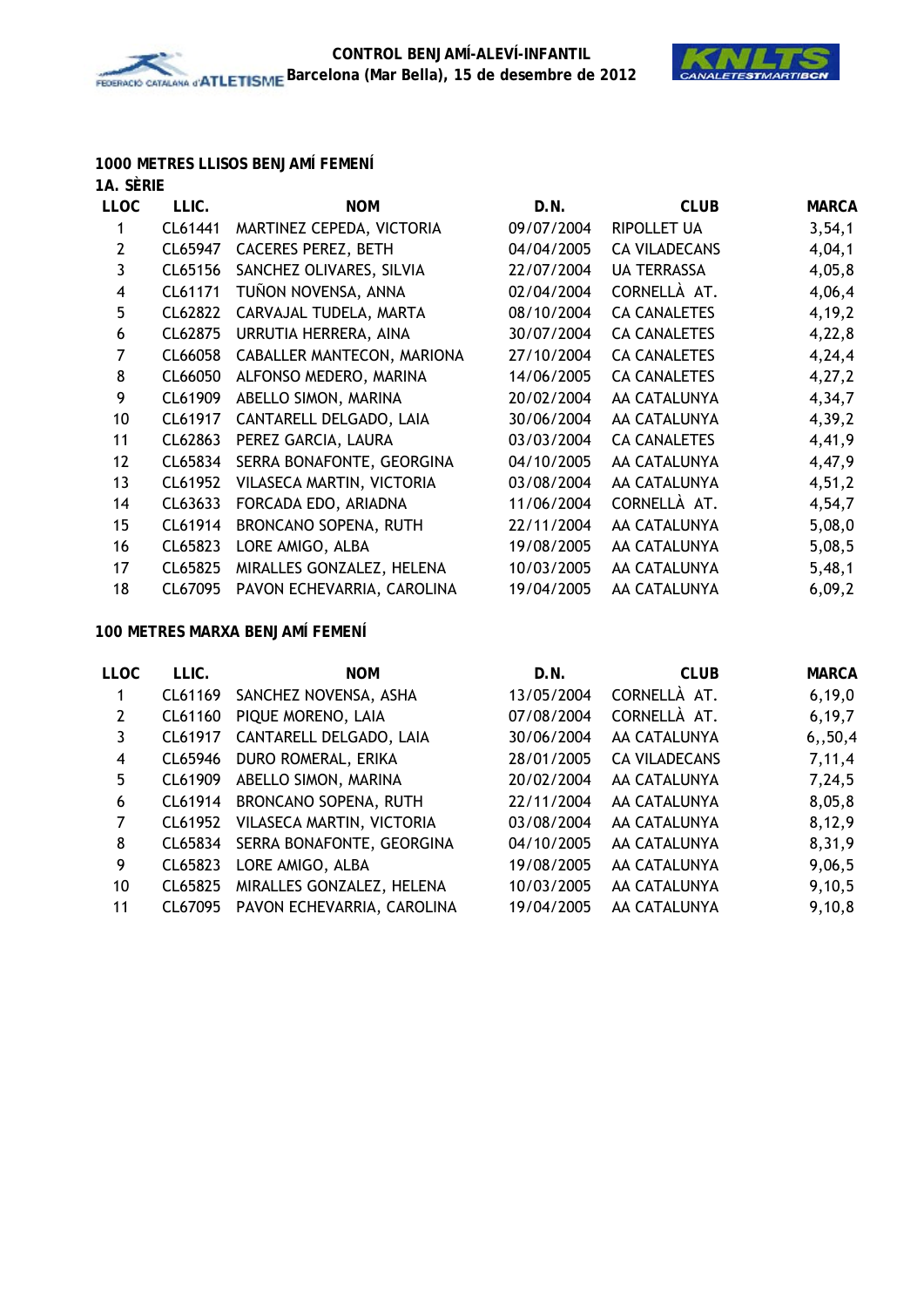## 1000 METRES LLISOS BENJAMÍ FEMENÍ

### 1A. SÈRIE

| LLOC | LLIC. | NOM | D.N. | CLUB | MARCA |
|---|---|---|---|---|---|
| 1 | CL61441 | MARTINEZ CEPEDA, VICTORIA | 09/07/2004 | RIPOLLET UA | 3,54,1 |
| 2 | CL65947 | CACERES PEREZ, BETH | 04/04/2005 | CA VILADECANS | 4,04,1 |
| 3 | CL65156 | SANCHEZ OLIVARES, SILVIA | 22/07/2004 | UA TERRASSA | 4,05,8 |
| 4 | CL61171 | TUÑON NOVENSA, ANNA | 02/04/2004 | CORNELLÀ AT. | 4,06,4 |
| 5 | CL62822 | CARVAJAL TUDELA, MARTA | 08/10/2004 | CA CANALETES | 4,19,2 |
| 6 | CL62875 | URRUTIA HERRERA, AINA | 30/07/2004 | CA CANALETES | 4,22,8 |
| 7 | CL66058 | CABALLER MANTECON, MARIONA | 27/10/2004 | CA CANALETES | 4,24,4 |
| 8 | CL66050 | ALFONSO MEDERO, MARINA | 14/06/2005 | CA CANALETES | 4,27,2 |
| 9 | CL61909 | ABELLO SIMON, MARINA | 20/02/2004 | AA CATALUNYA | 4,34,7 |
| 10 | CL61917 | CANTARELL DELGADO, LAIA | 30/06/2004 | AA CATALUNYA | 4,39,2 |
| 11 | CL62863 | PEREZ GARCIA, LAURA | 03/03/2004 | CA CANALETES | 4,41,9 |
| 12 | CL65834 | SERRA BONAFONTE, GEORGINA | 04/10/2005 | AA CATALUNYA | 4,47,9 |
| 13 | CL61952 | VILASECA MARTIN, VICTORIA | 03/08/2004 | AA CATALUNYA | 4,51,2 |
| 14 | CL63633 | FORCADA EDO, ARIADNA | 11/06/2004 | CORNELLÀ AT. | 4,54,7 |
| 15 | CL61914 | BRONCANO SOPENA, RUTH | 22/11/2004 | AA CATALUNYA | 5,08,0 |
| 16 | CL65823 | LORE AMIGO, ALBA | 19/08/2005 | AA CATALUNYA | 5,08,5 |
| 17 | CL65825 | MIRALLES GONZALEZ, HELENA | 10/03/2005 | AA CATALUNYA | 5,48,1 |
| 18 | CL67095 | PAVON ECHEVARRIA, CAROLINA | 19/04/2005 | AA CATALUNYA | 6,09,2 |

## 100 METRES MARXA BENJAMÍ FEMENÍ

| LLOC | LLIC. | NOM | D.N. | CLUB | MARCA |
|---|---|---|---|---|---|
| 1 | CL61169 | SANCHEZ NOVENSA, ASHA | 13/05/2004 | CORNELLÀ AT. | 6,19,0 |
| 2 | CL61160 | PIQUE MORENO, LAIA | 07/08/2004 | CORNELLÀ AT. | 6,19,7 |
| 3 | CL61917 | CANTARELL DELGADO, LAIA | 30/06/2004 | AA CATALUNYA | 6,,50,4 |
| 4 | CL65946 | DURO ROMERAL, ERIKA | 28/01/2005 | CA VILADECANS | 7,11,4 |
| 5 | CL61909 | ABELLO SIMON, MARINA | 20/02/2004 | AA CATALUNYA | 7,24,5 |
| 6 | CL61914 | BRONCANO SOPENA, RUTH | 22/11/2004 | AA CATALUNYA | 8,05,8 |
| 7 | CL61952 | VILASECA MARTIN, VICTORIA | 03/08/2004 | AA CATALUNYA | 8,12,9 |
| 8 | CL65834 | SERRA BONAFONTE, GEORGINA | 04/10/2005 | AA CATALUNYA | 8,31,9 |
| 9 | CL65823 | LORE AMIGO, ALBA | 19/08/2005 | AA CATALUNYA | 9,06,5 |
| 10 | CL65825 | MIRALLES GONZALEZ, HELENA | 10/03/2005 | AA CATALUNYA | 9,10,5 |
| 11 | CL67095 | PAVON ECHEVARRIA, CAROLINA | 19/04/2005 | AA CATALUNYA | 9,10,8 |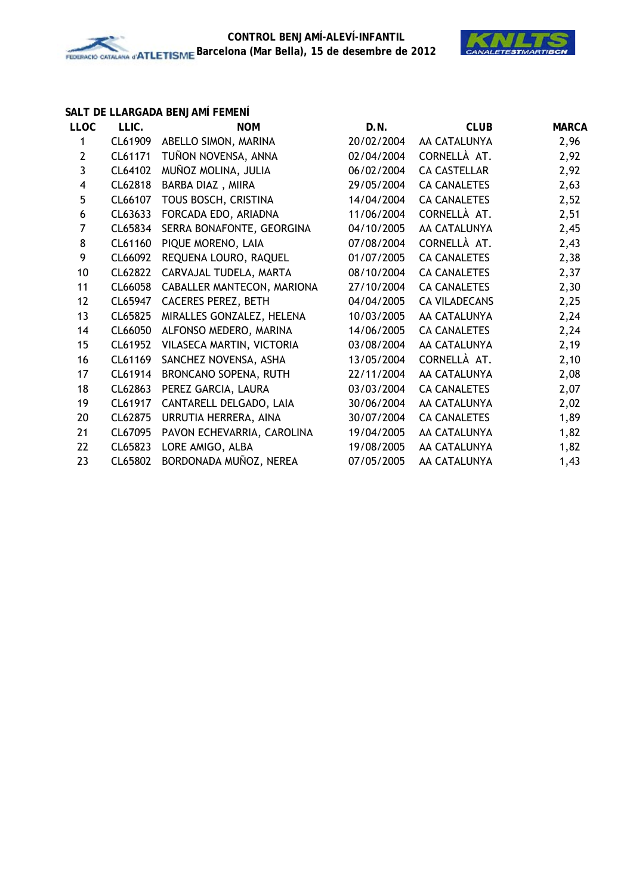## SALT DE LLARGADA BENJAMÍ FEMENÍ

| LLOC | LLIC. | NOM | D.N. | CLUB | MARCA |
|---|---|---|---|---|---|
| 1 | CL61909 | ABELLO SIMON, MARINA | 20/02/2004 | AA CATALUNYA | 2,96 |
| 2 | CL61171 | TUÑON NOVENSA, ANNA | 02/04/2004 | CORNELLÀ AT. | 2,92 |
| 3 | CL64102 | MUÑOZ MOLINA, JULIA | 06/02/2004 | CA CASTELLAR | 2,92 |
| 4 | CL62818 | BARBA DIAZ , MIIRA | 29/05/2004 | CA CANALETES | 2,63 |
| 5 | CL66107 | TOUS BOSCH, CRISTINA | 14/04/2004 | CA CANALETES | 2,52 |
| 6 | CL63633 | FORCADA EDO, ARIADNA | 11/06/2004 | CORNELLÀ AT. | 2,51 |
| 7 | CL65834 | SERRA BONAFONTE, GEORGINA | 04/10/2005 | AA CATALUNYA | 2,45 |
| 8 | CL61160 | PIQUE MORENO, LAIA | 07/08/2004 | CORNELLÀ AT. | 2,43 |
| 9 | CL66092 | REQUENA LOURO, RAQUEL | 01/07/2005 | CA CANALETES | 2,38 |
| 10 | CL62822 | CARVAJAL TUDELA, MARTA | 08/10/2004 | CA CANALETES | 2,37 |
| 11 | CL66058 | CABALLER MANTECON, MARIONA | 27/10/2004 | CA CANALETES | 2,30 |
| 12 | CL65947 | CACERES PEREZ, BETH | 04/04/2005 | CA VILADECANS | 2,25 |
| 13 | CL65825 | MIRALLES GONZALEZ, HELENA | 10/03/2005 | AA CATALUNYA | 2,24 |
| 14 | CL66050 | ALFONSO MEDERO, MARINA | 14/06/2005 | CA CANALETES | 2,24 |
| 15 | CL61952 | VILASECA MARTIN, VICTORIA | 03/08/2004 | AA CATALUNYA | 2,19 |
| 16 | CL61169 | SANCHEZ NOVENSA, ASHA | 13/05/2004 | CORNELLÀ AT. | 2,10 |
| 17 | CL61914 | BRONCANO SOPENA, RUTH | 22/11/2004 | AA CATALUNYA | 2,08 |
| 18 | CL62863 | PEREZ GARCIA, LAURA | 03/03/2004 | CA CANALETES | 2,07 |
| 19 | CL61917 | CANTARELL DELGADO, LAIA | 30/06/2004 | AA CATALUNYA | 2,02 |
| 20 | CL62875 | URRUTIA HERRERA, AINA | 30/07/2004 | CA CANALETES | 1,89 |
| 21 | CL67095 | PAVON ECHEVARRIA, CAROLINA | 19/04/2005 | AA CATALUNYA | 1,82 |
| 22 | CL65823 | LORE AMIGO, ALBA | 19/08/2005 | AA CATALUNYA | 1,82 |
| 23 | CL65802 | BORDONADA MUÑOZ, NEREA | 07/05/2005 | AA CATALUNYA | 1,43 |